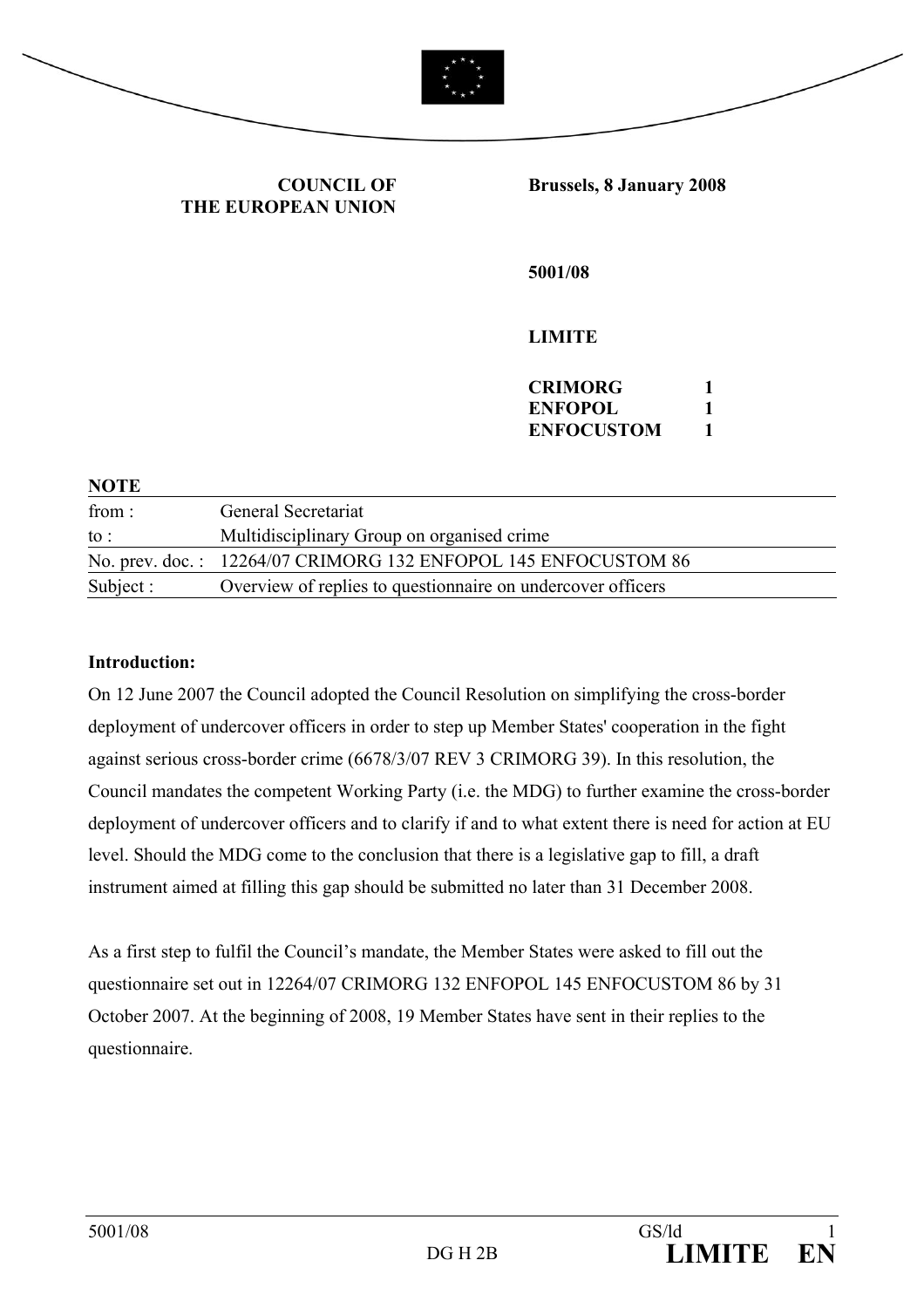**COUNCIL OF THE EUROPEAN UNION**

**Brussels, 8 January 2008**

**5001/08**

**LIMITE**

**CRIMORG 1**
**ENFOPOL 1**
**ENFOCUSTOM 1**

**NOTE**

| | |
|---|---|
| from : | General Secretariat |
| to : | Multidisciplinary Group on organised crime |
| No. prev. doc. : | 12264/07 CRIMORG 132 ENFOPOL 145 ENFOCUSTOM 86 |
| Subject : | Overview of replies to questionnaire on undercover officers |

**Introduction:**

On 12 June 2007 the Council adopted the Council Resolution on simplifying the cross-border deployment of undercover officers in order to step up Member States' cooperation in the fight against serious cross-border crime (6678/3/07 REV 3 CRIMORG 39). In this resolution, the Council mandates the competent Working Party (i.e. the MDG) to further examine the cross-border deployment of undercover officers and to clarify if and to what extent there is need for action at EU level. Should the MDG come to the conclusion that there is a legislative gap to fill, a draft instrument aimed at filling this gap should be submitted no later than 31 December 2008.

As a first step to fulfil the Council's mandate, the Member States were asked to fill out the questionnaire set out in 12264/07 CRIMORG 132 ENFOPOL 145 ENFOCUSTOM 86 by 31 October 2007. At the beginning of 2008, 19 Member States have sent in their replies to the questionnaire.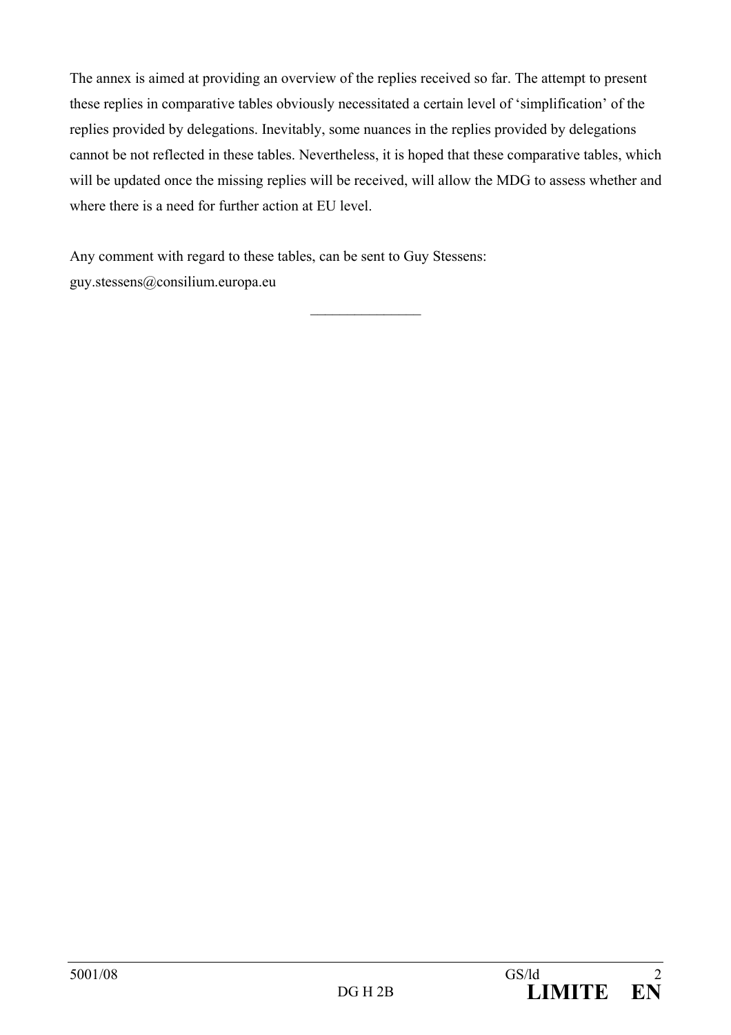The annex is aimed at providing an overview of the replies received so far. The attempt to present these replies in comparative tables obviously necessitated a certain level of 'simplification' of the replies provided by delegations. Inevitably, some nuances in the replies provided by delegations cannot be not reflected in these tables. Nevertheless, it is hoped that these comparative tables, which will be updated once the missing replies will be received, will allow the MDG to assess whether and where there is a need for further action at EU level.

Any comment with regard to these tables, can be sent to Guy Stessens: guy.stessens@consilium.europa.eu

________________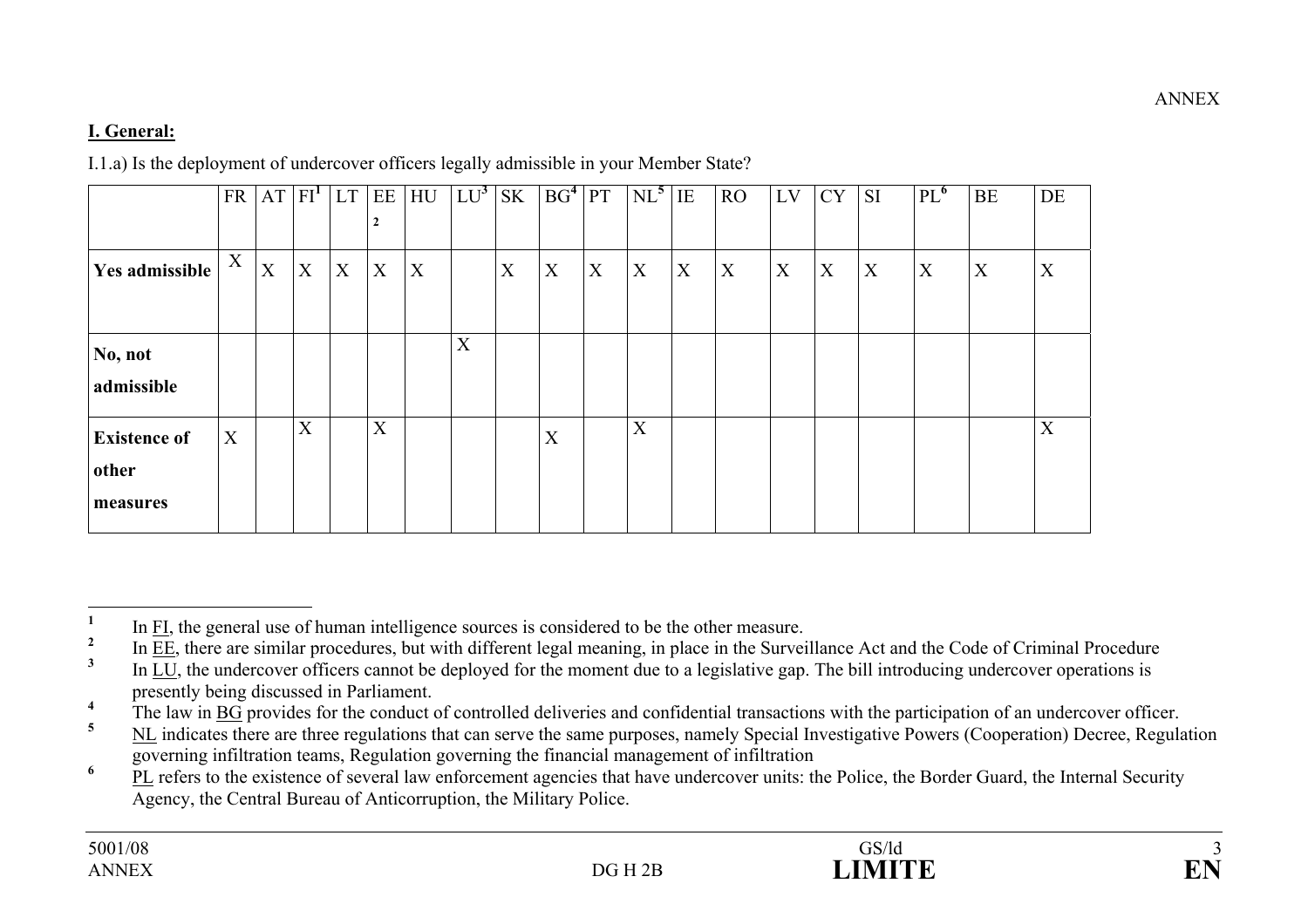## I. General:

I.1.a) Is the deployment of undercover officers legally admissible in your Member State?

| | FR | AT | FI[1] | LT | EE[2] | HU | LU[3] | SK | BG[4] | PT | NL[5] | IE | RO | LV | CY | SI | PL[6] | BE | DE |
|---|---|---|---|---|---|---|---|---|---|---|---|---|---|---|---|---|---|---|---|
| **Yes admissible** | X | X | X | X | X | X | | X | X | X | X | X | X | X | X | X | X | X | X |
| **No, not admissible** | | | | | | | X | | | | | | | | | | | | |
| **Existence of other measures** | X | | X | | X | | | | X | | X | | | | | | | | X |

[1] In FI, the general use of human intelligence sources is considered to be the other measure.

[2] In EE, there are similar procedures, but with different legal meaning, in place in the Surveillance Act and the Code of Criminal Procedure

[3] In LU, the undercover officers cannot be deployed for the moment due to a legislative gap. The bill introducing undercover operations is presently being discussed in Parliament.

[4] The law in BG provides for the conduct of controlled deliveries and confidential transactions with the participation of an undercover officer.

[5] NL indicates there are three regulations that can serve the same purposes, namely Special Investigative Powers (Cooperation) Decree, Regulation governing infiltration teams, Regulation governing the financial management of infiltration

[6] PL refers to the existence of several law enforcement agencies that have undercover units: the Police, the Border Guard, the Internal Security Agency, the Central Bureau of Anticorruption, the Military Police.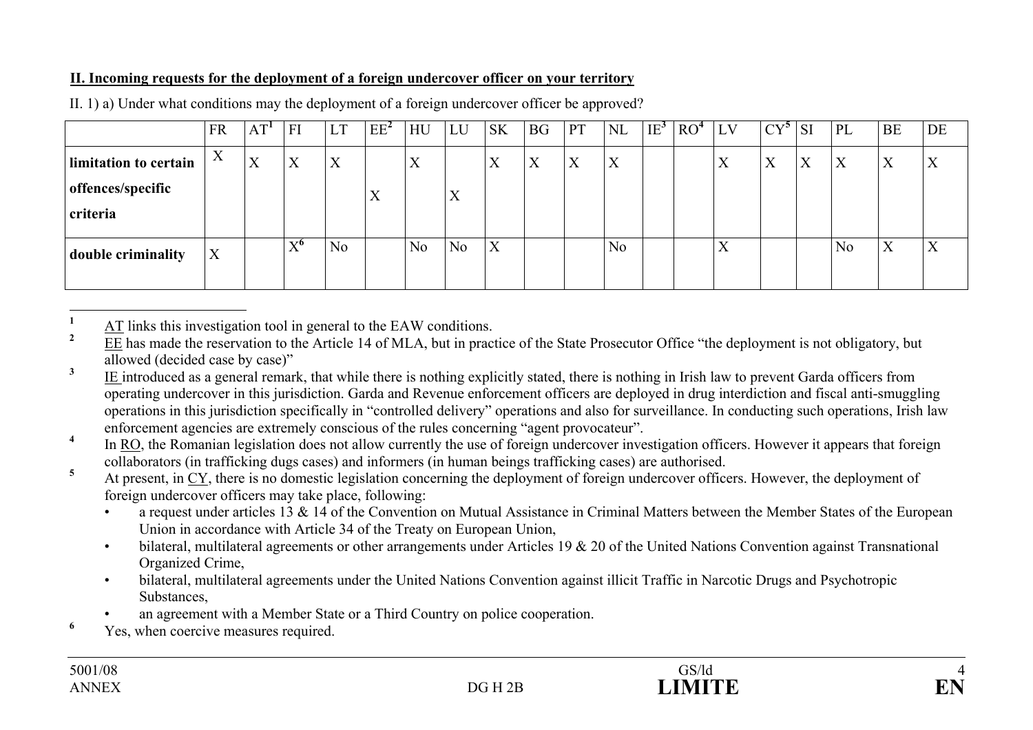**II. Incoming requests for the deployment of a foreign undercover officer on your territory**

II. 1) a) Under what conditions may the deployment of a foreign undercover officer be approved?

| | FR | AT[1] | FI | LT | EE[2] | HU | LU | SK | BG | PT | NL | IE[3] | RO[4] | LV | CY[5] | SI | PL | BE | DE |
|---|---|---|---|---|---|---|---|---|---|---|---|---|---|---|---|---|---|---|---|
| **limitation to certain offences/specific criteria** | X | X | X | X | X | X | X | X | X | X | X | | | X | X | X | X | X | X |
| **double criminality** | X | | X[6] | No | | No | No | X | | | No | | | X | | | No | X | X |

[1] AT links this investigation tool in general to the EAW conditions.

[2] EE has made the reservation to the Article 14 of MLA, but in practice of the State Prosecutor Office "the deployment is not obligatory, but allowed (decided case by case)"

[3] IE introduced as a general remark, that while there is nothing explicitly stated, there is nothing in Irish law to prevent Garda officers from operating undercover in this jurisdiction. Garda and Revenue enforcement officers are deployed in drug interdiction and fiscal anti-smuggling operations in this jurisdiction specifically in "controlled delivery" operations and also for surveillance. In conducting such operations, Irish law enforcement agencies are extremely conscious of the rules concerning "agent provocateur".

[4] In RO, the Romanian legislation does not allow currently the use of foreign undercover investigation officers. However it appears that foreign collaborators (in trafficking dugs cases) and informers (in human beings trafficking cases) are authorised.

[5] At present, in CY, there is no domestic legislation concerning the deployment of foreign undercover officers. However, the deployment of foreign undercover officers may take place, following:

- a request under articles 13 & 14 of the Convention on Mutual Assistance in Criminal Matters between the Member States of the European Union in accordance with Article 34 of the Treaty on European Union,
- bilateral, multilateral agreements or other arrangements under Articles 19 & 20 of the United Nations Convention against Transnational Organized Crime,
- bilateral, multilateral agreements under the United Nations Convention against illicit Traffic in Narcotic Drugs and Psychotropic Substances,
- an agreement with a Member State or a Third Country on police cooperation.

[6] Yes, when coercive measures required.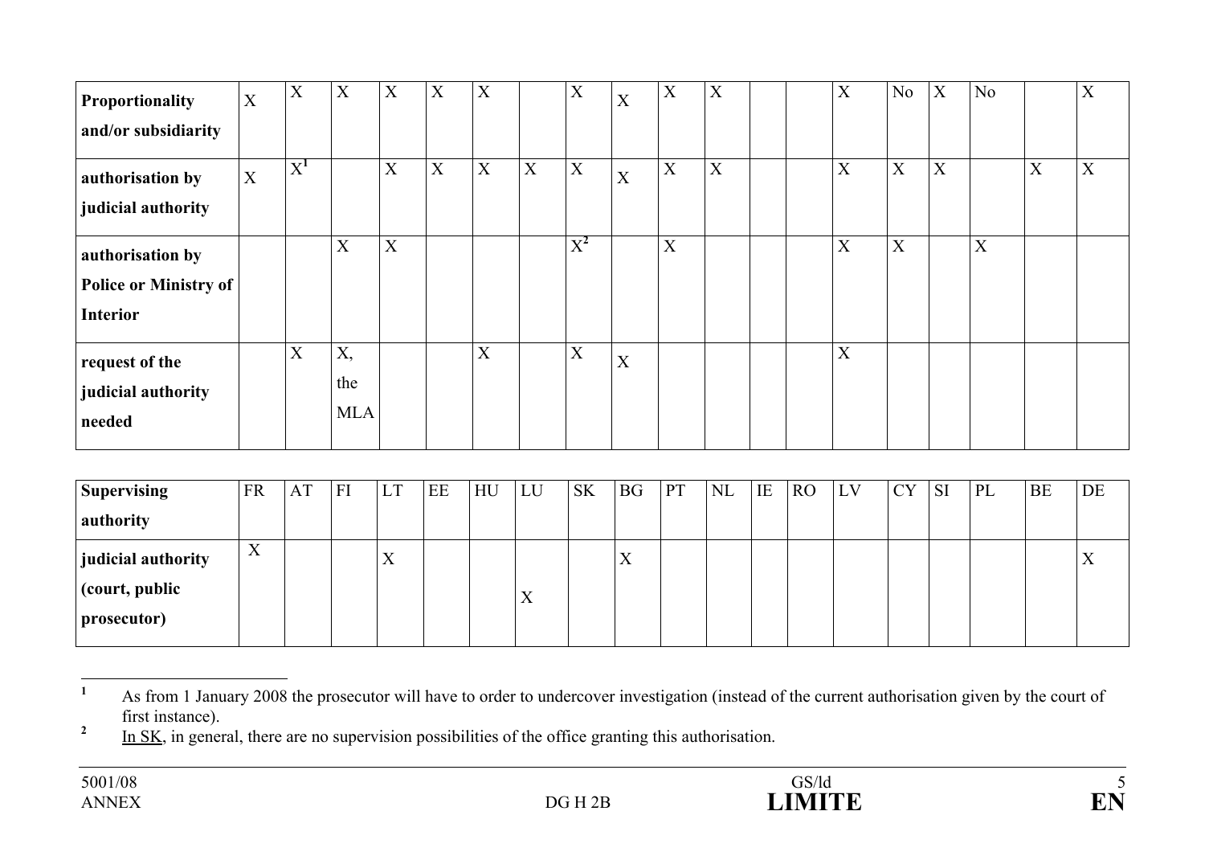| | | | | | | | | | | | | | | | | | | |
|---|---|---|---|---|---|---|---|---|---|---|---|---|---|---|---|---|---|---|
| **Proportionality and/or subsidiarity** | X | X | X | X | X | X | | X | X | X | X | | | X | No | X | No | | X |
| **authorisation by judicial authority** | X | X[1] | | X | X | X | X | X | X | X | X | | | X | X | X | | X | X |
| **authorisation by Police or Ministry of Interior** | | | X | X | | | | X[2] | | X | | | | X | X | | X | | |
| **request of the judicial authority needed** | | X | X, the MLA | | | X | | X | X | | | | | X | | | | | |

| **Supervising authority** | FR | AT | FI | LT | EE | HU | LU | SK | BG | PT | NL | IE | RO | LV | CY | SI | PL | BE | DE |
|---|---|---|---|---|---|---|---|---|---|---|---|---|---|---|---|---|---|---|---|
| **judicial authority (court, public prosecutor)** | X | | | X | | | X | | X | | | | | | | | | | X |

[1] As from 1 January 2008 the prosecutor will have to order to undercover investigation (instead of the current authorisation given by the court of first instance).

[2] In SK, in general, there are no supervision possibilities of the office granting this authorisation.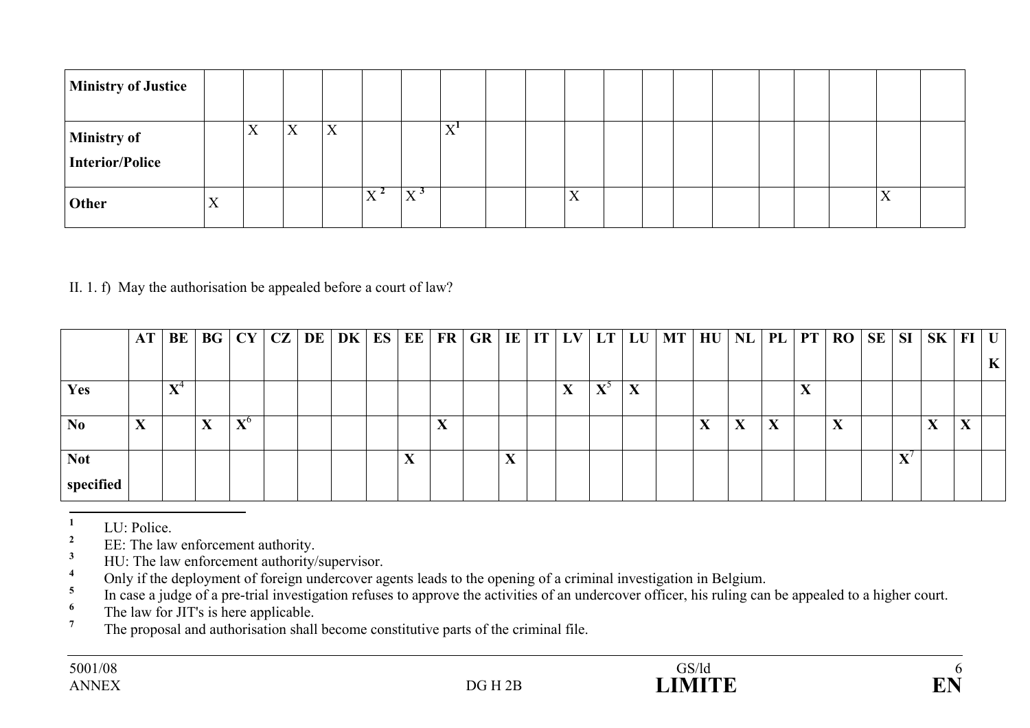| | | | | | | | | | | | | | | | | | | | |
|---|---|---|---|---|---|---|---|---|---|---|---|---|---|---|---|---|---|---|---|
| **Ministry of Justice** | | | | | | | | | | | | | | | | | | | |
| **Ministry of Interior/Police** | | X | X | X | | | X[1] | | | | | | | | | | | | |
| **Other** | X | | | | X [2] | X [3] | | | | X | | | | | | | | X | |

II. 1. f) May the authorisation be appealed before a court of law?

| | AT | BE | BG | CY | CZ | DE | DK | ES | EE | FR | GR | IE | IT | LV | LT | LU | MT | HU | NL | PL | PT | RO | SE | SI | SK | FI | UK |
|---|---|---|---|---|---|---|---|---|---|---|---|---|---|---|---|---|---|---|---|---|---|---|---|---|---|---|---|
| **Yes** | | **X**[4] | | | | | | | | | | | | **X** | **X**[5] | **X** | | | | | **X** | | | | | | |
| **No** | **X** | | **X** | **X**[6] | | | | | | **X** | | | | | | | | **X** | **X** | **X** | | **X** | | | **X** | **X** | |
| **Not specified** | | | | | | | | | **X** | | | **X** | | | | | | | | | | | | **X**[7] | | | |

1 LU: Police.
2 EE: The law enforcement authority.
3 HU: The law enforcement authority/supervisor.
4 Only if the deployment of foreign undercover agents leads to the opening of a criminal investigation in Belgium.
5 In case a judge of a pre-trial investigation refuses to approve the activities of an undercover officer, his ruling can be appealed to a higher court.
6 The law for JIT's is here applicable.
7 The proposal and authorisation shall become constitutive parts of the criminal file.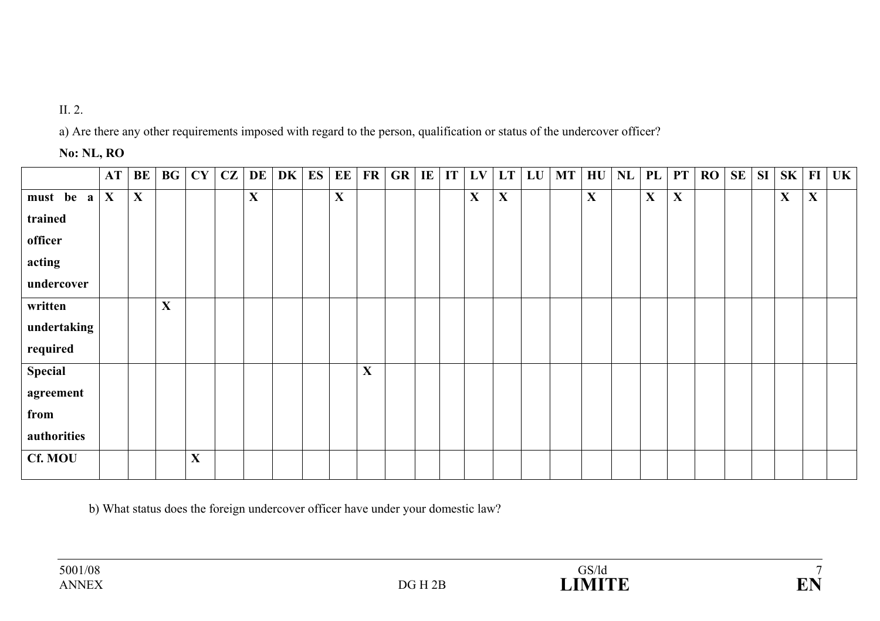II. 2.

a) Are there any other requirements imposed with regard to the person, qualification or status of the undercover officer?

**No: NL, RO**

| | AT | BE | BG | CY | CZ | DE | DK | ES | EE | FR | GR | IE | IT | LV | LT | LU | MT | HU | NL | PL | PT | RO | SE | SI | SK | FI | UK |
|---|---|---|---|---|---|---|---|---|---|---|---|---|---|---|---|---|---|---|---|---|---|---|---|---|---|---|---|
| **must be a trained officer acting undercover** | X | X | | | | X | | | X | | | | | X | X | | | X | | X | X | | | | X | X | |
| **written undertaking required** | | | X | | | | | | | | | | | | | | | | | | | | | | | | |
| **Special agreement from authorities** | | | | | | | | | | X | | | | | | | | | | | | | | | | | |
| **Cf. MOU** | | | | X | | | | | | | | | | | | | | | | | | | | | | | |

b) What status does the foreign undercover officer have under your domestic law?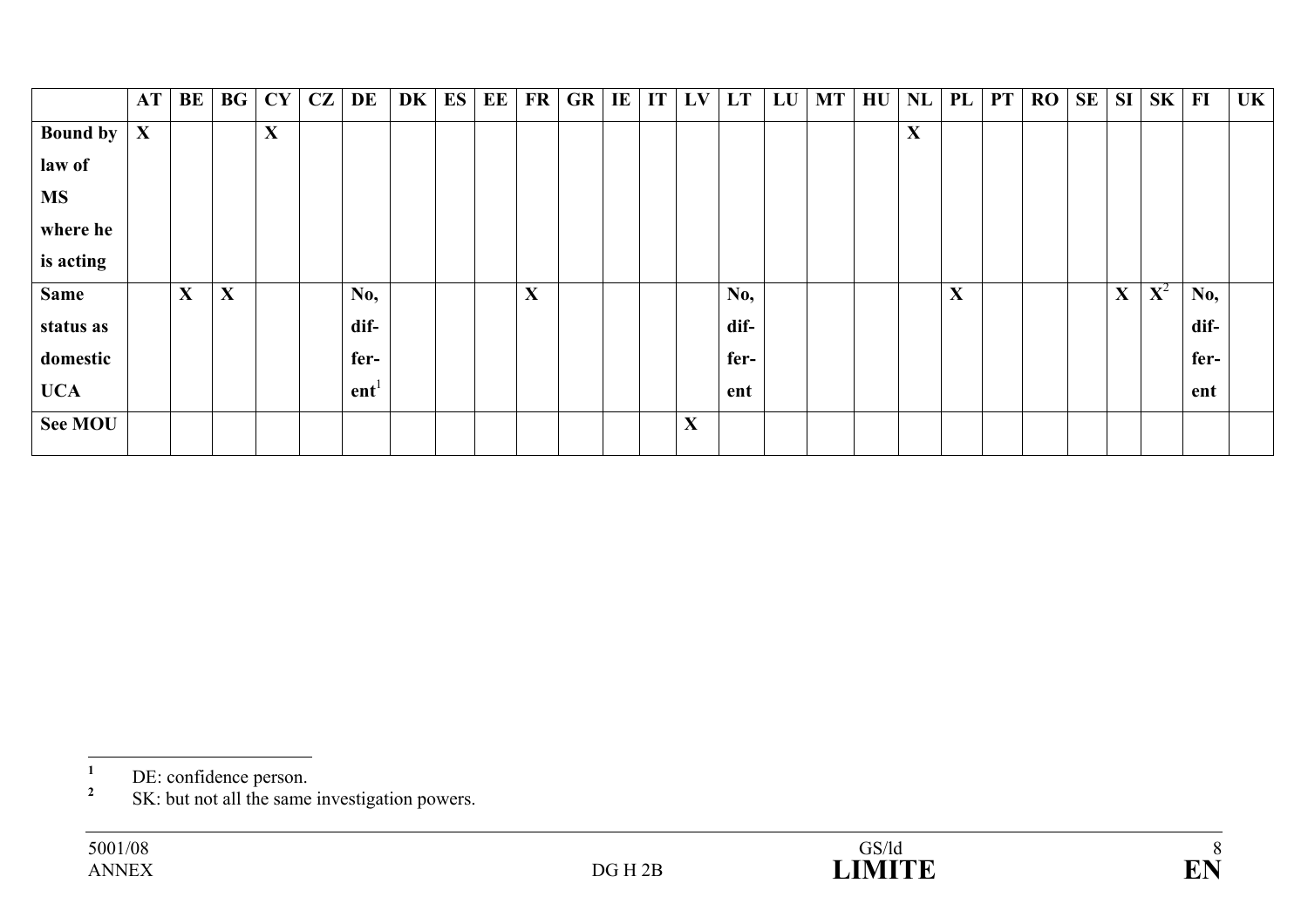| | AT | BE | BG | CY | CZ | DE | DK | ES | EE | FR | GR | IE | IT | LV | LT | LU | MT | HU | NL | PL | PT | RO | SE | SI | SK | FI | UK |
|---|---|---|---|---|---|---|---|---|---|---|---|---|---|---|---|---|---|---|---|---|---|---|---|---|---|---|---|
| **Bound by law of MS where he is acting** | **X** | | | **X** | | | | | | | | | | | | | | | **X** | | | | | | | | |
| **Same status as domestic UCA** | | **X** | **X** | | | **No, different**[1] | | | | **X** | | | | | **No, different** | | | | | **X** | | | | **X** | **X**[2] | **No, different** | |
| **See MOU** | | | | | | | | | | | | | | **X** | | | | | | | | | | | | | |

[1] DE: confidence person.

[2] SK: but not all the same investigation powers.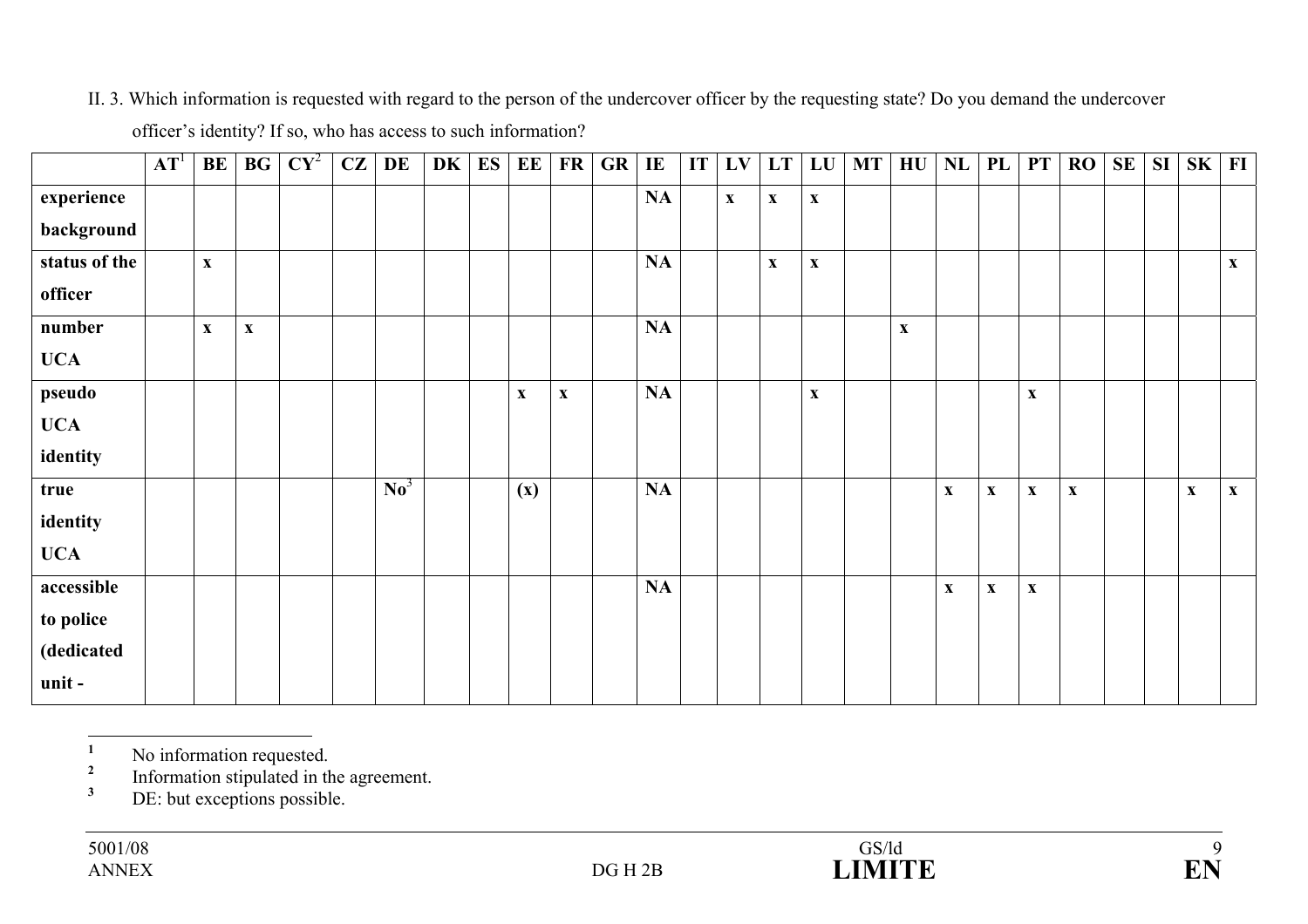II. 3. Which information is requested with regard to the person of the undercover officer by the requesting state? Do you demand the undercover officer's identity? If so, who has access to such information?

| | AT[1] | BE | BG | CY[2] | CZ | DE | DK | ES | EE | FR | GR | IE | IT | LV | LT | LU | MT | HU | NL | PL | PT | RO | SE | SI | SK | FI |
|---|---|---|---|---|---|---|---|---|---|---|---|---|---|---|---|---|---|---|---|---|---|---|---|---|---|---|
| **experience background** | | | | | | | | | | | | **NA** | | **x** | **x** | **x** | | | | | | | | | | |
| **status of the officer** | | **x** | | | | | | | | | | **NA** | | | **x** | **x** | | | | | | | | | | **x** |
| **number UCA** | | **x** | **x** | | | | | | | | | **NA** | | | | | | **x** | | | | | | | | |
| **pseudo UCA identity** | | | | | | | | | **x** | **x** | | **NA** | | | | **x** | | | | | **x** | | | | | |
| **true identity UCA** | | | | | | **No**[3] | | | **(x)** | | | **NA** | | | | | | | **x** | **x** | **x** | **x** | | | **x** | **x** |
| **accessible to police (dedicated unit -** | | | | | | | | | | | | **NA** | | | | | | | **x** | **x** | **x** | | | | | |

[1] No information requested.
[2] Information stipulated in the agreement.
[3] DE: but exceptions possible.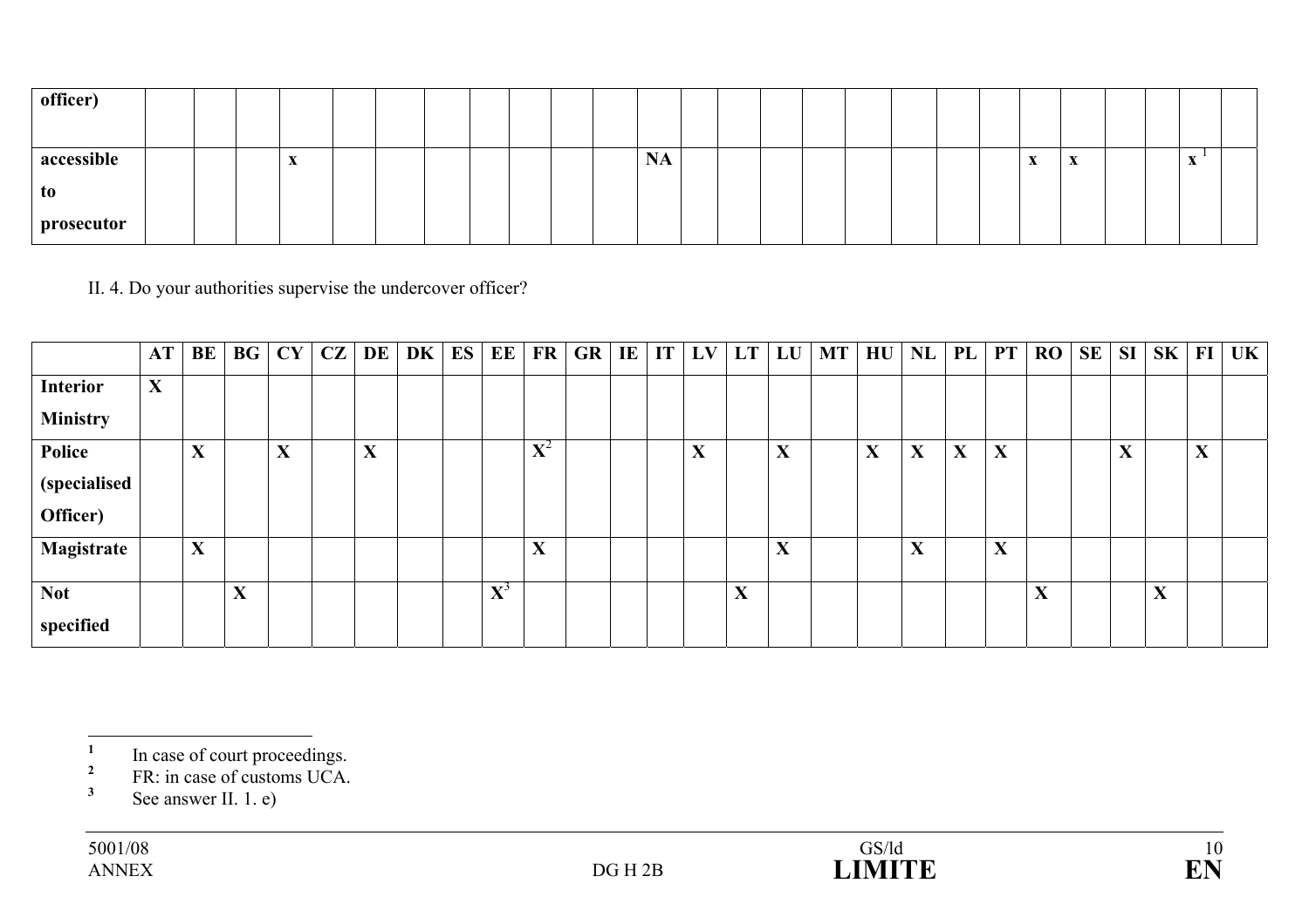| officer) | | | | | | | | | | | | | | | | | | | | | | | | | |
|---|---|---|---|---|---|---|---|---|---|---|---|---|---|---|---|---|---|---|---|---|---|---|---|---|---|
| accessible to prosecutor | | | | x | | | | | | | | NA | | | | | | | | | x | x | | | x [1] | |

II. 4. Do your authorities supervise the undercover officer?

| | AT | BE | BG | CY | CZ | DE | DK | ES | EE | FR | GR | IE | IT | LV | LT | LU | MT | HU | NL | PL | PT | RO | SE | SI | SK | FI | UK |
|---|---|---|---|---|---|---|---|---|---|---|---|---|---|---|---|---|---|---|---|---|---|---|---|---|---|---|---|
| **Interior Ministry** | **X** | | | | | | | | | | | | | | | | | | | | | | | | | | |
| **Police (specialised Officer)** | | **X** | | **X** | | **X** | | | | **X** [2] | | | | **X** | | **X** | | **X** | **X** | **X** | **X** | | | **X** | | **X** | |
| **Magistrate** | | **X** | | | | | | | | **X** | | | | | | **X** | | | **X** | | **X** | | | | | | |
| **Not specified** | | | **X** | | | | | | **X** [3] | | | | | | **X** | | | | | | | **X** | | | **X** | | |

---

[1] In case of court proceedings.

[2] FR: in case of customs UCA.

[3] See answer II. 1. e)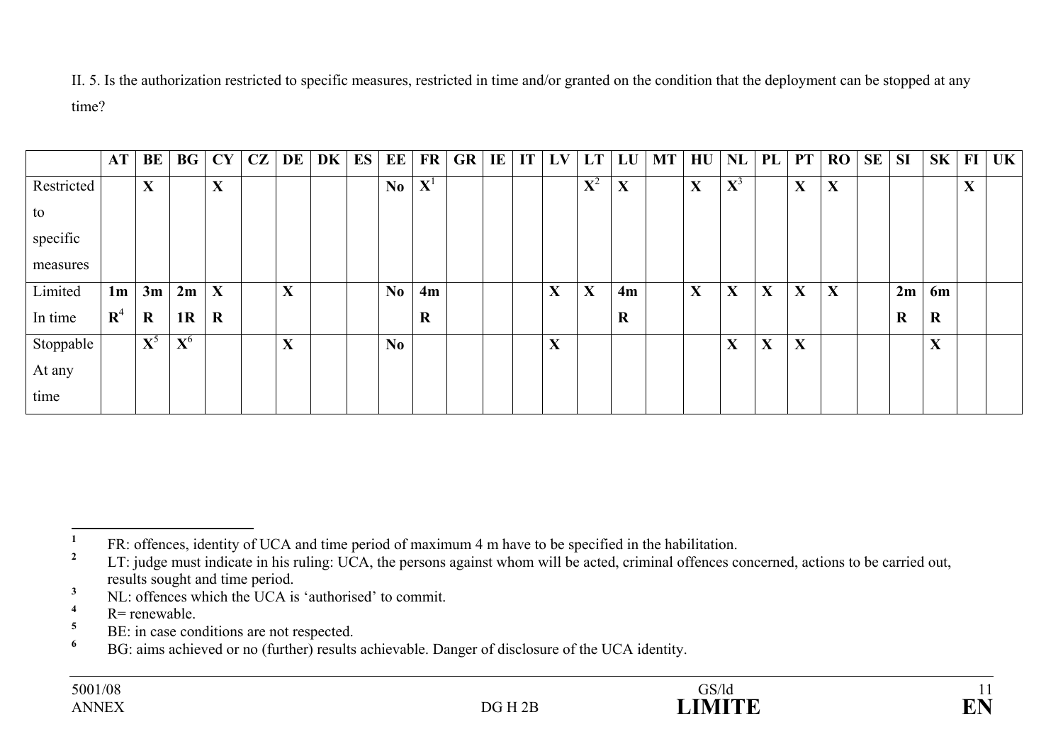II. 5. Is the authorization restricted to specific measures, restricted in time and/or granted on the condition that the deployment can be stopped at any time?

| | AT | BE | BG | CY | CZ | DE | DK | ES | EE | FR | GR | IE | IT | LV | LT | LU | MT | HU | NL | PL | PT | RO | SE | SI | SK | FI | UK |
|---|---|---|---|---|---|---|---|---|---|---|---|---|---|---|---|---|---|---|---|---|---|---|---|---|---|---|---|
| Restricted to specific measures | | **X** | | **X** | | | | | **No** | **X**[1] | | | | | **X**[2] | **X** | | **X** | **X**[3] | | **X** | **X** | | | | **X** | |
| Limited In time | **1m R**[4] | **3m R** | **2m 1R** | **X R** | | **X** | | | **No** | **4m R** | | | | **X** | **X** | **4m R** | | **X** | **X** | **X** | **X** | **X** | | **2m R** | **6m R** | | |
| Stoppable At any time | | **X**[5] | **X**[6] | | | **X** | | | **No** | | | | | **X** | | | | | **X** | **X** | **X** | | | | **X** | | |

[1] FR: offences, identity of UCA and time period of maximum 4 m have to be specified in the habilitation.

[2] LT: judge must indicate in his ruling: UCA, the persons against whom will be acted, criminal offences concerned, actions to be carried out, results sought and time period.

[3] NL: offences which the UCA is 'authorised' to commit.

[4] R= renewable.

[5] BE: in case conditions are not respected.

[6] BG: aims achieved or no (further) results achievable. Danger of disclosure of the UCA identity.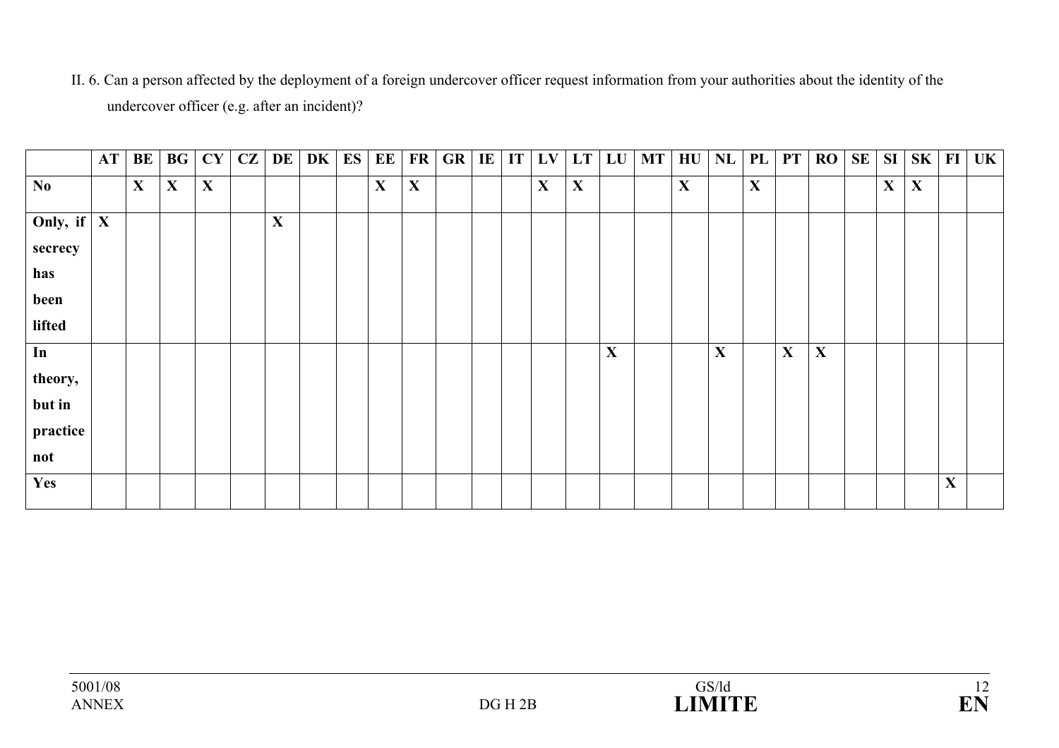II. 6. Can a person affected by the deployment of a foreign undercover officer request information from your authorities about the identity of the undercover officer (e.g. after an incident)?

| | AT | BE | BG | CY | CZ | DE | DK | ES | EE | FR | GR | IE | IT | LV | LT | LU | MT | HU | NL | PL | PT | RO | SE | SI | SK | FI | UK |
|---|---|---|---|---|---|---|---|---|---|---|---|---|---|---|---|---|---|---|---|---|---|---|---|---|---|---|---|
| **No** | | X | X | X | | | | | X | X | | | | X | X | | | X | | X | | | | X | X | | |
| **Only, if secrecy has been lifted** | X | | | | | X | | | | | | | | | | | | | | | | | | | | | |
| **In theory, but in practice not** | | | | | | | | | | | | | | | | X | | | X | | X | X | | | | | |
| **Yes** | | | | | | | | | | | | | | | | | | | | | | | | | | X | |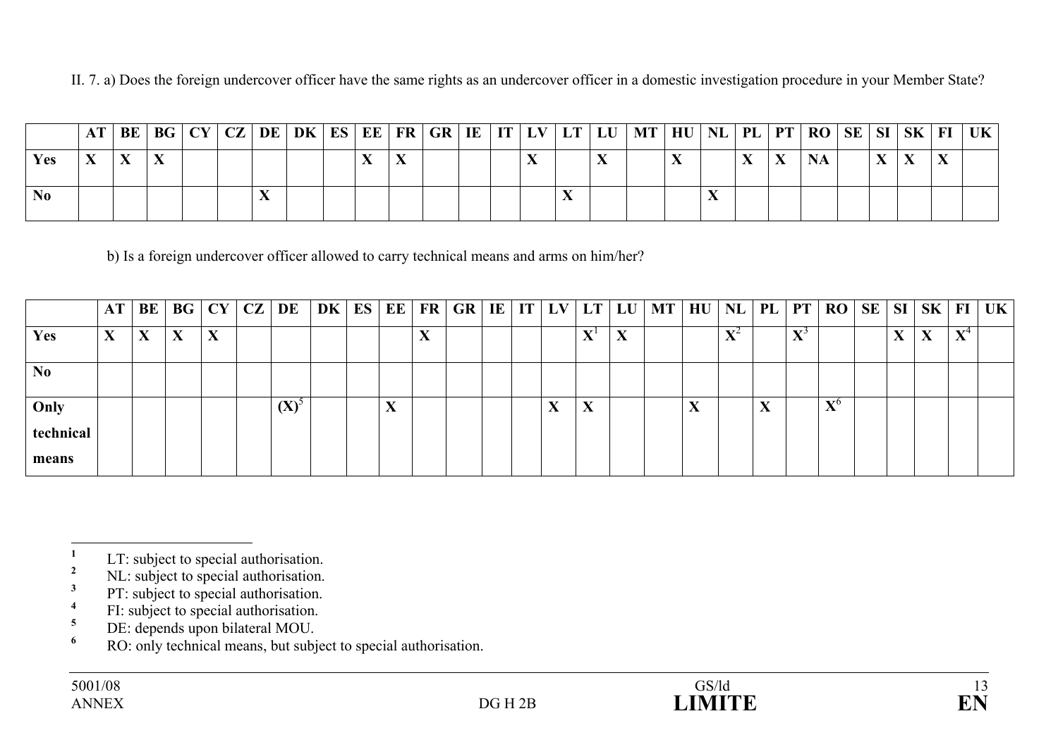II. 7. a) Does the foreign undercover officer have the same rights as an undercover officer in a domestic investigation procedure in your Member State?

| | AT | BE | BG | CY | CZ | DE | DK | ES | EE | FR | GR | IE | IT | LV | LT | LU | MT | HU | NL | PL | PT | RO | SE | SI | SK | FI | UK |
|---|---|---|---|---|---|---|---|---|---|---|---|---|---|---|---|---|---|---|---|---|---|---|---|---|---|---|---|
| **Yes** | **X** | **X** | **X** | | | | | | **X** | **X** | | | | **X** | | **X** | | **X** | | **X** | **X** | **NA** | | **X** | **X** | **X** | |
| **No** | | | | | | **X** | | | | | | | | | **X** | | | | **X** | | | | | | | | |

b) Is a foreign undercover officer allowed to carry technical means and arms on him/her?

| | AT | BE | BG | CY | CZ | DE | DK | ES | EE | FR | GR | IE | IT | LV | LT | LU | MT | HU | NL | PL | PT | RO | SE | SI | SK | FI | UK |
|---|---|---|---|---|---|---|---|---|---|---|---|---|---|---|---|---|---|---|---|---|---|---|---|---|---|---|---|
| **Yes** | **X** | **X** | **X** | **X** | | | | | | **X** | | | | | **X**[1] | **X** | | | **X**[2] | | **X**[3] | | | **X** | **X** | **X**[4] | |
| **No** | | | | | | | | | | | | | | | | | | | | | | | | | | | |
| **Only technical means** | | | | | | **(X)**[5] | | | **X** | | | | | **X** | **X** | | | **X** | | **X** | | **X**[6] | | | | | |

[1] LT: subject to special authorisation.
[2] NL: subject to special authorisation.
[3] PT: subject to special authorisation.
[4] FI: subject to special authorisation.
[5] DE: depends upon bilateral MOU.
[6] RO: only technical means, but subject to special authorisation.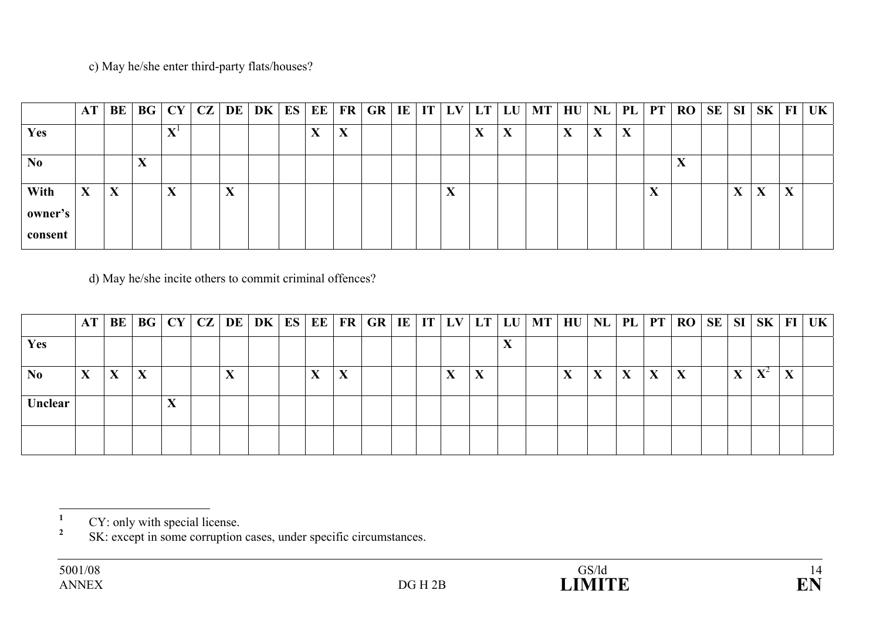c) May he/she enter third-party flats/houses?

| | AT | BE | BG | CY | CZ | DE | DK | ES | EE | FR | GR | IE | IT | LV | LT | LU | MT | HU | NL | PL | PT | RO | SE | SI | SK | FI | UK |
|---|---|---|---|---|---|---|---|---|---|---|---|---|---|---|---|---|---|---|---|---|---|---|---|---|---|---|---|
| **Yes** | | | | **X**[1] | | | | | **X** | **X** | | | | | **X** | **X** | | **X** | **X** | **X** | | | | | | | |
| **No** | | | **X** | | | | | | | | | | | | | | | | | | | **X** | | | | | |
| **With owner's consent** | **X** | **X** | | **X** | | **X** | | | | | | | | **X** | | | | | | | **X** | | | **X** | **X** | **X** | |

d) May he/she incite others to commit criminal offences?

| | AT | BE | BG | CY | CZ | DE | DK | ES | EE | FR | GR | IE | IT | LV | LT | LU | MT | HU | NL | PL | PT | RO | SE | SI | SK | FI | UK |
|---|---|---|---|---|---|---|---|---|---|---|---|---|---|---|---|---|---|---|---|---|---|---|---|---|---|---|---|
| **Yes** | | | | | | | | | | | | | | | | **X** | | | | | | | | | | | |
| **No** | **X** | **X** | **X** | | | **X** | | | **X** | **X** | | | | **X** | **X** | | | **X** | **X** | **X** | **X** | **X** | | **X** | **X**[2] | **X** | |
| **Unclear** | | | | **X** | | | | | | | | | | | | | | | | | | | | | | | |
| | | | | | | | | | | | | | | | | | | | | | | | | | | | |

[1] CY: only with special license.

[2] SK: except in some corruption cases, under specific circumstances.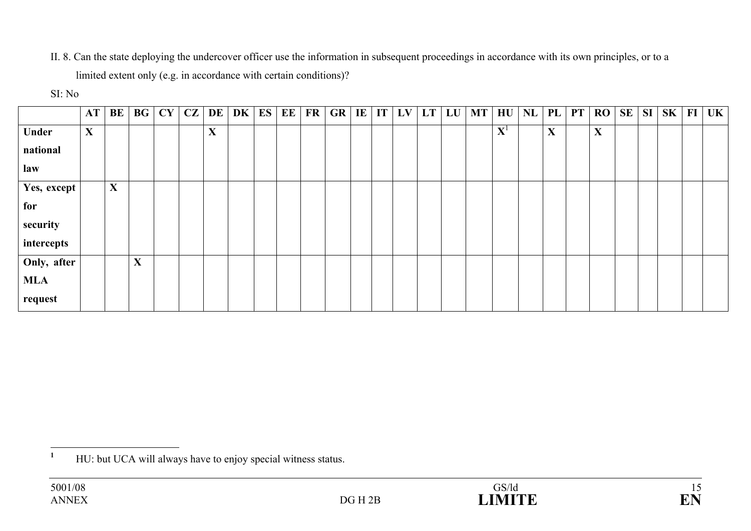II. 8. Can the state deploying the undercover officer use the information in subsequent proceedings in accordance with its own principles, or to a limited extent only (e.g. in accordance with certain conditions)?

SI: No

| | AT | BE | BG | CY | CZ | DE | DK | ES | EE | FR | GR | IE | IT | LV | LT | LU | MT | HU | NL | PL | PT | RO | SE | SI | SK | FI | UK |
|---|---|---|---|---|---|---|---|---|---|---|---|---|---|---|---|---|---|---|---|---|---|---|---|---|---|---|---|
| **Under national law** | **X** | | | | | **X** | | | | | | | | | | | | **X**[1] | | **X** | | **X** | | | | | |
| **Yes, except for security intercepts** | | **X** | | | | | | | | | | | | | | | | | | | | | | | | | |
| **Only, after MLA request** | | | **X** | | | | | | | | | | | | | | | | | | | | | | | | |

[1] HU: but UCA will always have to enjoy special witness status.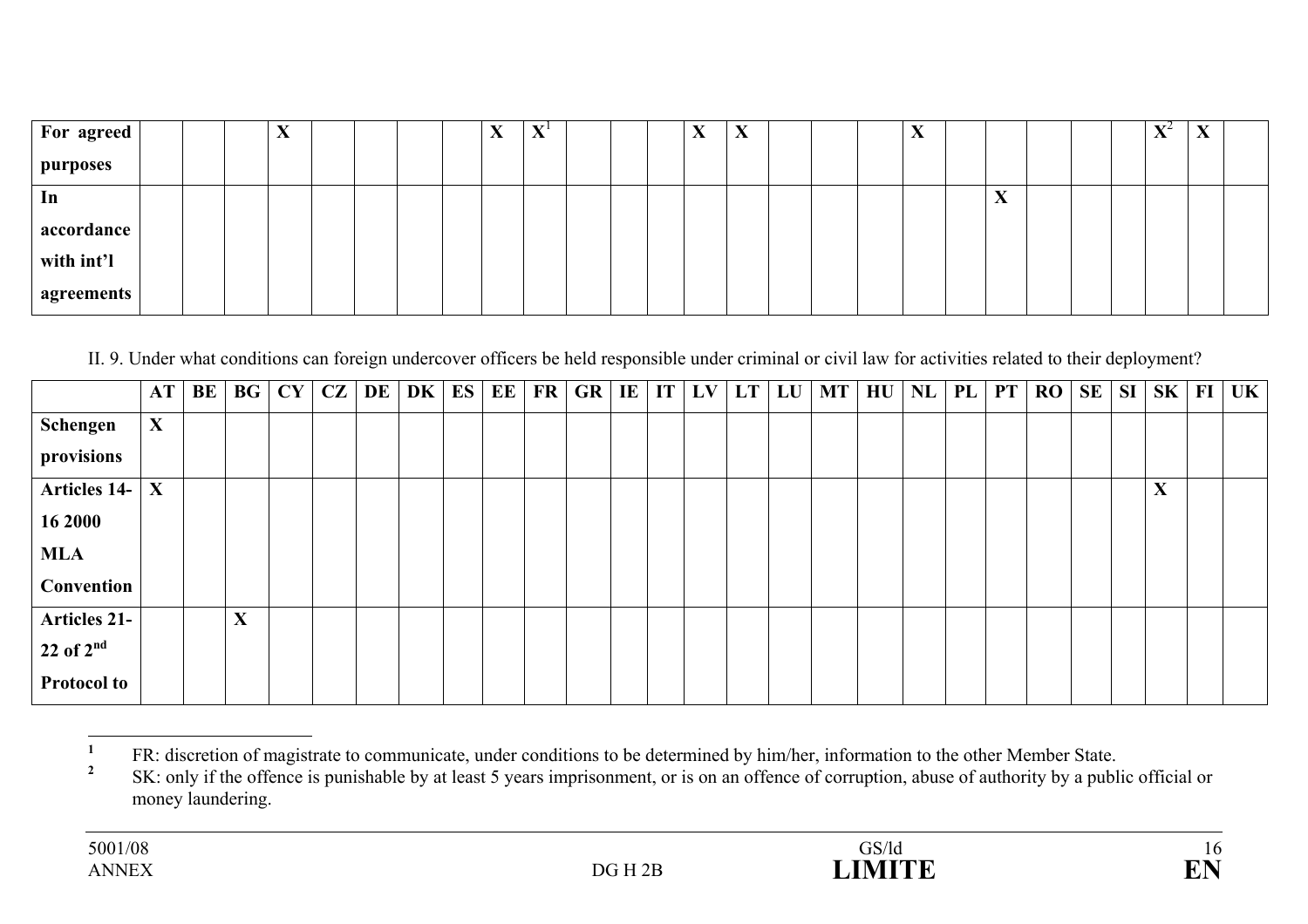| | AT | BE | BG | CY | CZ | DE | DK | ES | EE | FR | GR | IE | IT | LV | LT | LU | MT | HU | NL | PL | PT | RO | SE | SI | SK | FI | UK |
|---|---|---|---|---|---|---|---|---|---|---|---|---|---|---|---|---|---|---|---|---|---|---|---|---|---|---|---|
| **For agreed purposes** | | | | **X** | | | | | **X** | **X**[1] | | | | **X** | **X** | | | | **X** | | | | | | **X**[2] | **X** | |
| **In accordance with int'l agreements** | | | | | | | | | | | | | | | | | | | | | **X** | | | | | | |

II. 9. Under what conditions can foreign undercover officers be held responsible under criminal or civil law for activities related to their deployment?

| | AT | BE | BG | CY | CZ | DE | DK | ES | EE | FR | GR | IE | IT | LV | LT | LU | MT | HU | NL | PL | PT | RO | SE | SI | SK | FI | UK |
|---|---|---|---|---|---|---|---|---|---|---|---|---|---|---|---|---|---|---|---|---|---|---|---|---|---|---|---|
| **Schengen provisions** | **X** | | | | | | | | | | | | | | | | | | | | | | | | | | |
| **Articles 14-16 2000 MLA Convention** | **X** | | | | | | | | | | | | | | | | | | | | | | | | **X** | | |
| **Articles 21-22 of 2nd Protocol to** | | | **X** | | | | | | | | | | | | | | | | | | | | | | | | |

[1] FR: discretion of magistrate to communicate, under conditions to be determined by him/her, information to the other Member State.

[2] SK: only if the offence is punishable by at least 5 years imprisonment, or is on an offence of corruption, abuse of authority by a public official or money laundering.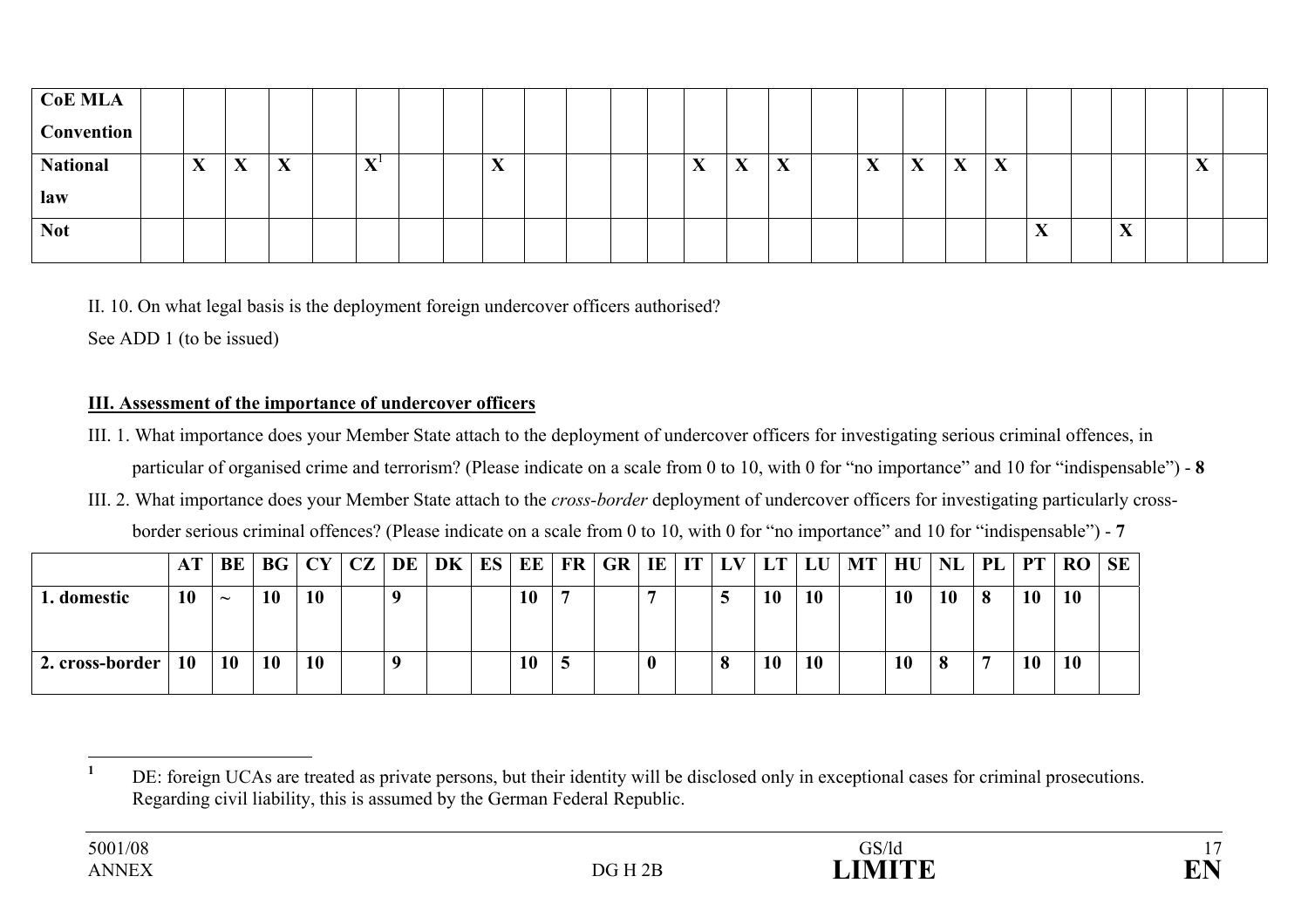| | | | | | | | | | | | | | | | | | | | | | | | | | | | |
|---|---|---|---|---|---|---|---|---|---|---|---|---|---|---|---|---|---|---|---|---|---|---|---|---|---|---|---|
| **CoE MLA Convention** | | | | | | | | | | | | | | | | | | | | | | | | | | | |
| **National law** | | **X** | **X** | **X** | | **X**[1] | | | **X** | | | | | **X** | **X** | **X** | | **X** | **X** | **X** | **X** | | | | | **X** | |
| **Not** | | | | | | | | | | | | | | | | | | | | | **X** | | **X** | | | | |

II. 10. On what legal basis is the deployment foreign undercover officers authorised?

See ADD 1 (to be issued)

**III. Assessment of the importance of undercover officers**

III. 1. What importance does your Member State attach to the deployment of undercover officers for investigating serious criminal offences, in particular of organised crime and terrorism? (Please indicate on a scale from 0 to 10, with 0 for "no importance" and 10 for "indispensable") - **8**

III. 2. What importance does your Member State attach to the *cross-border* deployment of undercover officers for investigating particularly cross-border serious criminal offences? (Please indicate on a scale from 0 to 10, with 0 for "no importance" and 10 for "indispensable") - **7**

| | AT | BE | BG | CY | CZ | DE | DK | ES | EE | FR | GR | IE | IT | LV | LT | LU | MT | HU | NL | PL | PT | RO | SE |
|---|---|---|---|---|---|---|---|---|---|---|---|---|---|---|---|---|---|---|---|---|---|---|---|
| **1. domestic** | **10** | **~** | **10** | **10** | | **9** | | | **10** | **7** | | **7** | | **5** | **10** | **10** | | **10** | **10** | **8** | **10** | **10** | |
| **2. cross-border** | **10** | **10** | **10** | **10** | | **9** | | | **10** | **5** | | **0** | | **8** | **10** | **10** | | **10** | **8** | **7** | **10** | **10** | |

[1] DE: foreign UCAs are treated as private persons, but their identity will be disclosed only in exceptional cases for criminal prosecutions. Regarding civil liability, this is assumed by the German Federal Republic.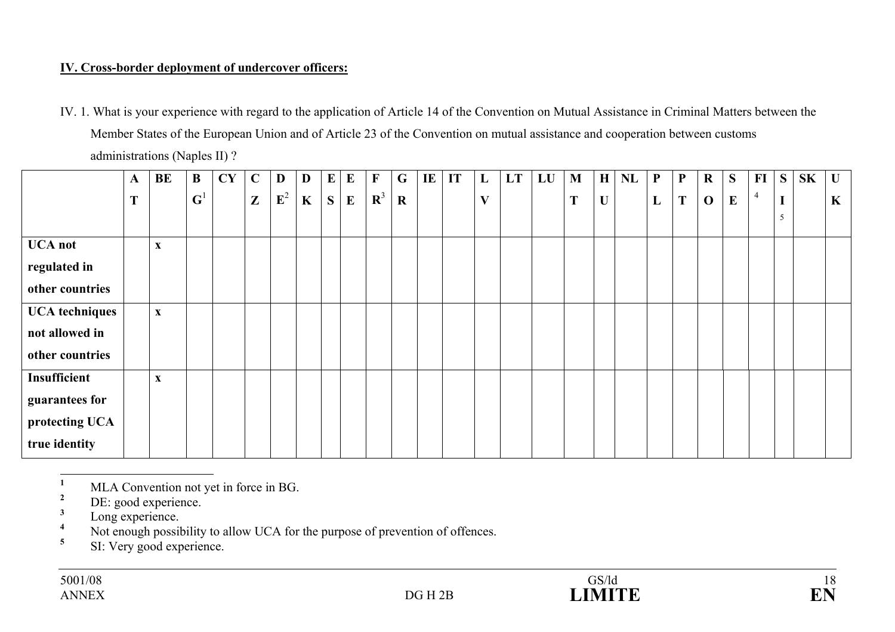**IV. Cross-border deployment of undercover officers:**

IV. 1. What is your experience with regard to the application of Article 14 of the Convention on Mutual Assistance in Criminal Matters between the Member States of the European Union and of Article 23 of the Convention on mutual assistance and cooperation between customs administrations (Naples II) ?

| | AT | BE | BG[1] | CY | CZ | DE[2] | DK | ES | EE | FR[3] | GR | IE | IT | LV | LT | LU | MT | HU | NL | PL | PT | RO | SE | FI[4] | SI[5] | SK | UK |
|---|---|---|---|---|---|---|---|---|---|---|---|---|---|---|---|---|---|---|---|---|---|---|---|---|---|---|---|
| **UCA not regulated in other countries** | | x | | | | | | | | | | | | | | | | | | | | | | | | | |
| **UCA techniques not allowed in other countries** | | x | | | | | | | | | | | | | | | | | | | | | | | | | |
| **Insufficient guarantees for protecting UCA true identity** | | x | | | | | | | | | | | | | | | | | | | | | | | | | |

[1] MLA Convention not yet in force in BG.
[2] DE: good experience.
[3] Long experience.
[4] Not enough possibility to allow UCA for the purpose of prevention of offences.
[5] SI: Very good experience.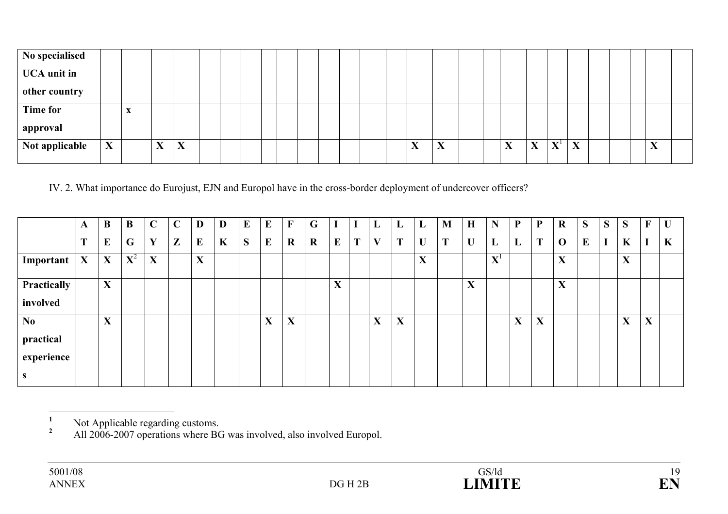| No specialised UCA unit in other country | | | | | | | | | | | | | | | | | | | | | | | | | | | |
|---|---|---|---|---|---|---|---|---|---|---|---|---|---|---|---|---|---|---|---|---|---|---|---|---|---|---|---|
| **Time for approval** | | x | | | | | | | | | | | | | | | | | | | | | | | | | |
| **Not applicable** | **X** | | **X** | **X** | | | | | | | | | | | | **X** | **X** | | | **X** | **X** | **X**[1] | **X** | | | **X** | |

IV. 2. What importance do Eurojust, EJN and Europol have in the cross-border deployment of undercover officers?

| | AT | BE | BG | CY | CZ | DE | DK | ES | EE | FR | GR | IE | IT | LV | LT | LU | MT | HU | NL | PL | PT | RO | SE | SI | SK | FI | UK |
|---|---|---|---|---|---|---|---|---|---|---|---|---|---|---|---|---|---|---|---|---|---|---|---|---|---|---|---|
| **Important** | **X** | **X** | **X**[2] | **X** | | **X** | | | | | | | | | | **X** | | | **X**[1] | | | **X** | | | **X** | | |
| **Practically involved** | | **X** | | | | | | | | | | **X** | | | | | | **X** | | | | **X** | | | | | |
| **No practical experiences** | | **X** | | | | | | | **X** | **X** | | | | **X** | **X** | | | | | **X** | **X** | | | | **X** | **X** | |

[1] Not Applicable regarding customs.
[2] All 2006-2007 operations where BG was involved, also involved Europol.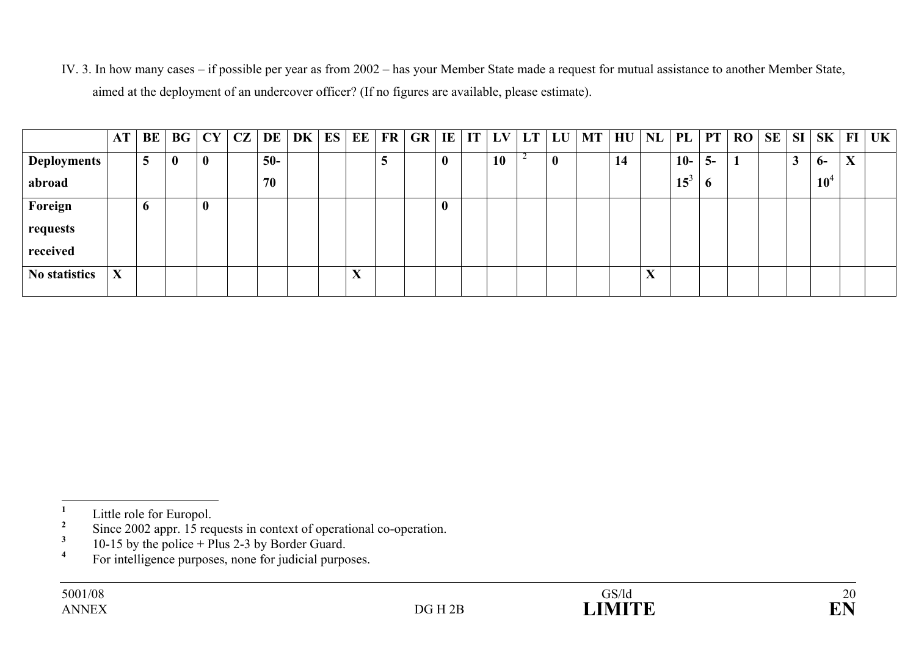IV. 3. In how many cases – if possible per year as from 2002 – has your Member State made a request for mutual assistance to another Member State, aimed at the deployment of an undercover officer? (If no figures are available, please estimate).

| | AT | BE | BG | CY | CZ | DE | DK | ES | EE | FR | GR | IE | IT | LV | LT | LU | MT | HU | NL | PL | PT | RO | SE | SI | SK | FI | UK |
|---|---|---|---|---|---|---|---|---|---|---|---|---|---|---|---|---|---|---|---|---|---|---|---|---|---|---|---|
| **Deployments abroad** | | **5** | **0** | **0** | | **50-70** | | | | **5** | | **0** | | **10** | [2] | **0** | | **14** | | **10-15**[3] | **5-6** | **1** | | **3** | **6-10**[4] | **X** | |
| **Foreign requests received** | | **6** | | **0** | | | | | | | | **0** | | | | | | | | | | | | | | | |
| **No statistics** | **X** | | | | | | | | **X** | | | | | | | | | | **X** | | | | | | | | |

---

[1] Little role for Europol.

[2] Since 2002 appr. 15 requests in context of operational co-operation.

[3] 10-15 by the police + Plus 2-3 by Border Guard.

[4] For intelligence purposes, none for judicial purposes.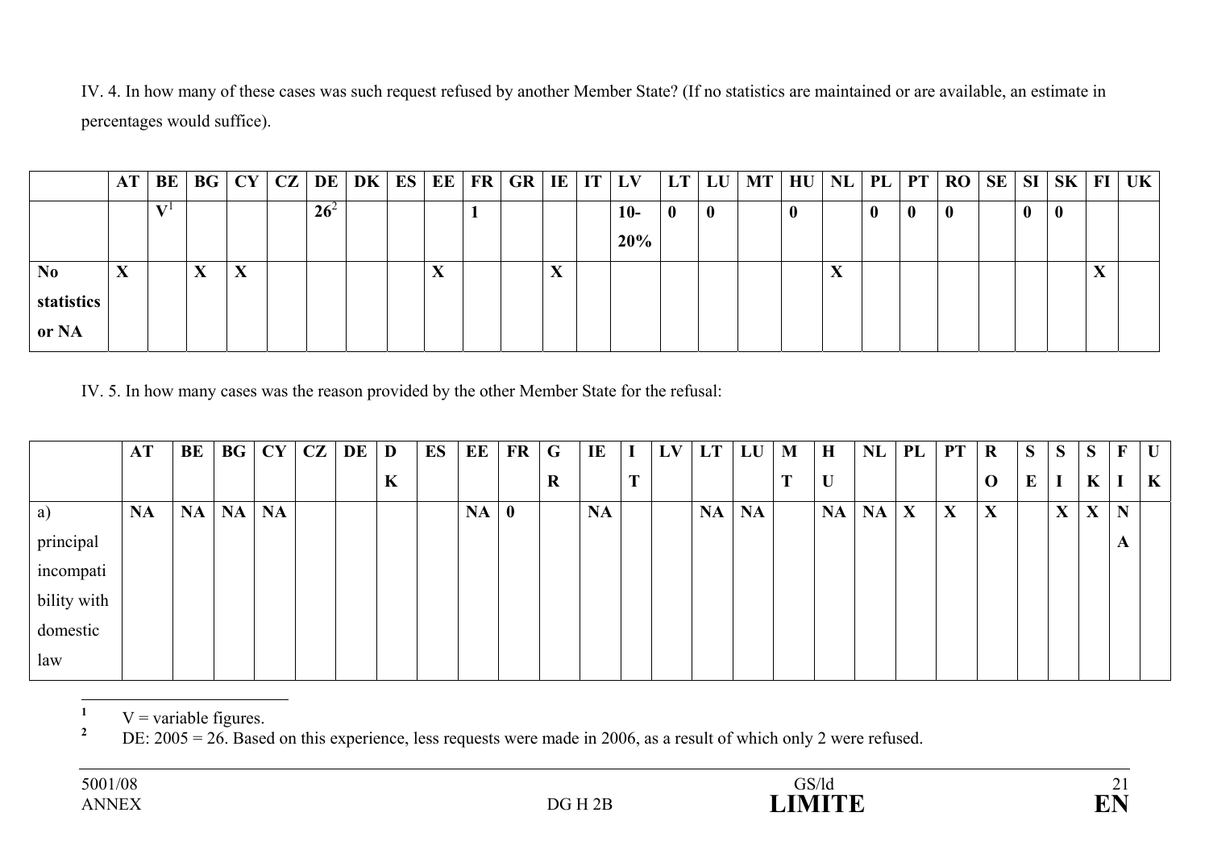IV. 4. In how many of these cases was such request refused by another Member State? (If no statistics are maintained or are available, an estimate in percentages would suffice).

| | AT | BE | BG | CY | CZ | DE | DK | ES | EE | FR | GR | IE | IT | LV | LT | LU | MT | HU | NL | PL | PT | RO | SE | SI | SK | FI | UK |
|---|---|---|---|---|---|---|---|---|---|---|---|---|---|---|---|---|---|---|---|---|---|---|---|---|---|---|---|
| | | **V**[1] | | | | **26**[2] | | | | **1** | | | | **10-20%** | **0** | **0** | | **0** | | **0** | **0** | **0** | | **0** | **0** | | |
| **No statistics or NA** | **X** | | **X** | **X** | | | | | **X** | | | **X** | | | | | | | **X** | | | | | | | **X** | |

IV. 5. In how many cases was the reason provided by the other Member State for the refusal:

| | AT | BE | BG | CY | CZ | DE | DK | ES | EE | FR | GR | IE | IT | LV | LT | LU | MT | HU | NL | PL | PT | RO | SE | SI | SK | FI | UK |
|---|---|---|---|---|---|---|---|---|---|---|---|---|---|---|---|---|---|---|---|---|---|---|---|---|---|---|---|
| a) principal incompatibility with domestic law | **NA** | **NA** | **NA** | **NA** | | | | | **NA** | **0** | | **NA** | | | **NA** | **NA** | | **NA** | **NA** | **X** | **X** | **X** | | **X** | **X** | **NA** | |

[1] V = variable figures.

[2] DE: 2005 = 26. Based on this experience, less requests were made in 2006, as a result of which only 2 were refused.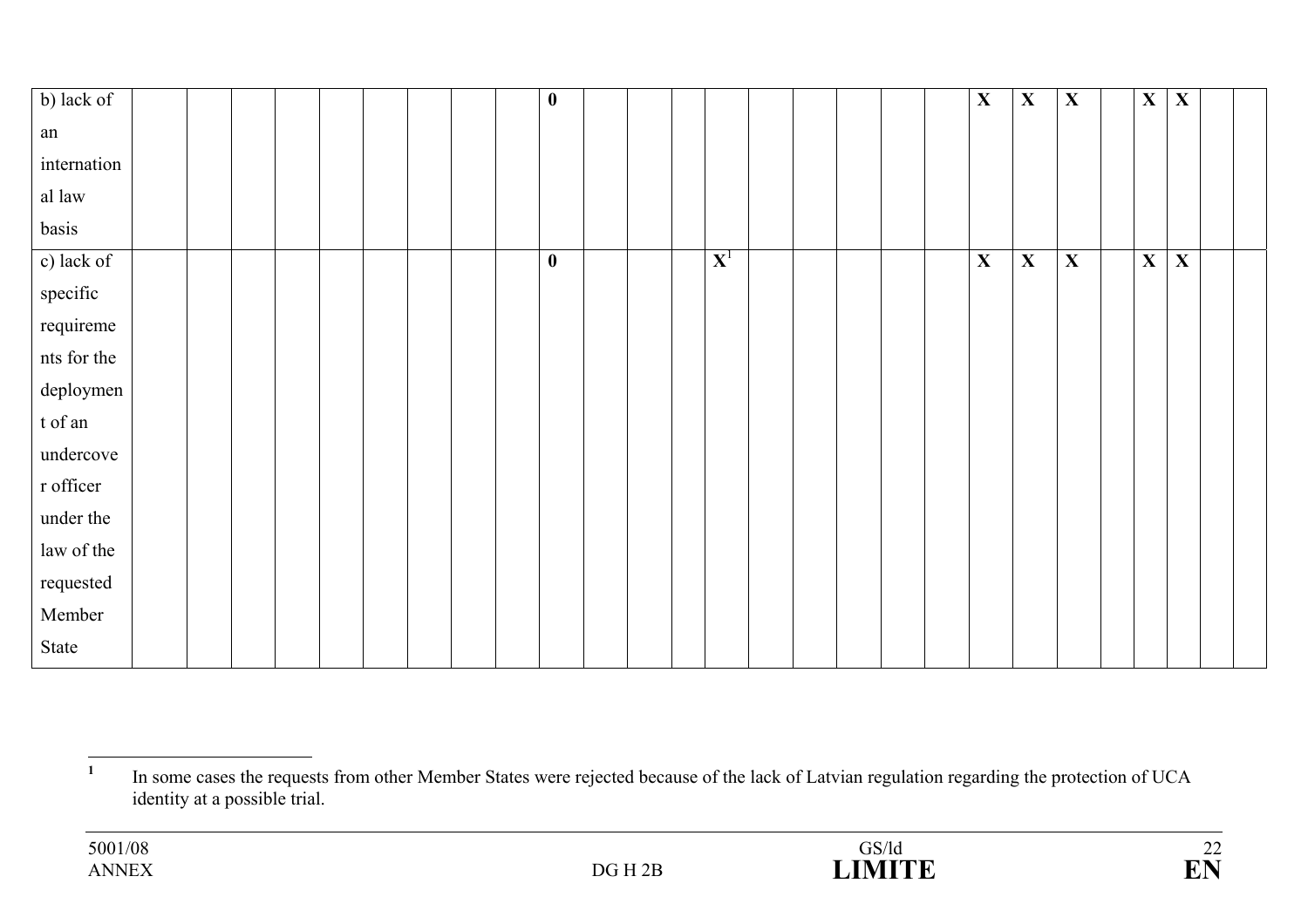| | | | | | | | | | | | | | | | | | | | | | | | | | | | |
|---|---|---|---|---|---|---|---|---|---|---|---|---|---|---|---|---|---|---|---|---|---|---|---|---|---|---|---|
| b) lack of an international law basis | | | | | | | | | | **0** | | | | | | | | | | **X** | **X** | **X** | | **X** | **X** | | |
| c) lack of specific requirements for the deployment of an undercover officer under the law of the requested Member State | | | | | | | | | | **0** | | | | **X**[1] | | | | | | **X** | **X** | **X** | | **X** | **X** | | |

[1] In some cases the requests from other Member States were rejected because of the lack of Latvian regulation regarding the protection of UCA identity at a possible trial.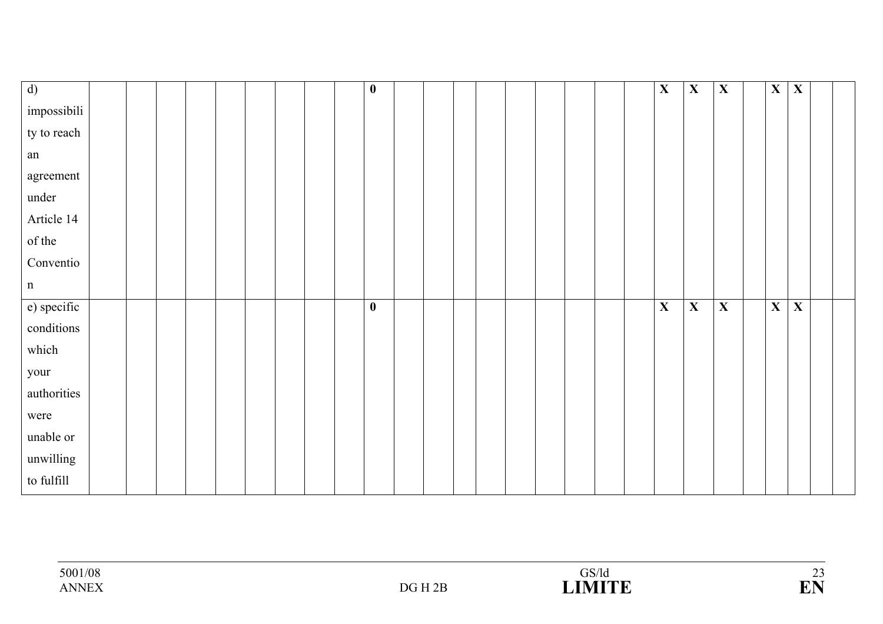| | | | | | | | | | | | | | | | | | | | | | | | | | | | |
|---|---|---|---|---|---|---|---|---|---|---|---|---|---|---|---|---|---|---|---|---|---|---|---|---|---|---|---|
| d) impossibility to reach an agreement under Article 14 of the Convention | | | | | | | | | **0** | | | | | | | | | | **X** | **X** | **X** | | **X** | **X** | | |
| e) specific conditions which your authorities were unable or unwilling to fulfill | | | | | | | | | **0** | | | | | | | | | | **X** | **X** | **X** | | **X** | **X** | | |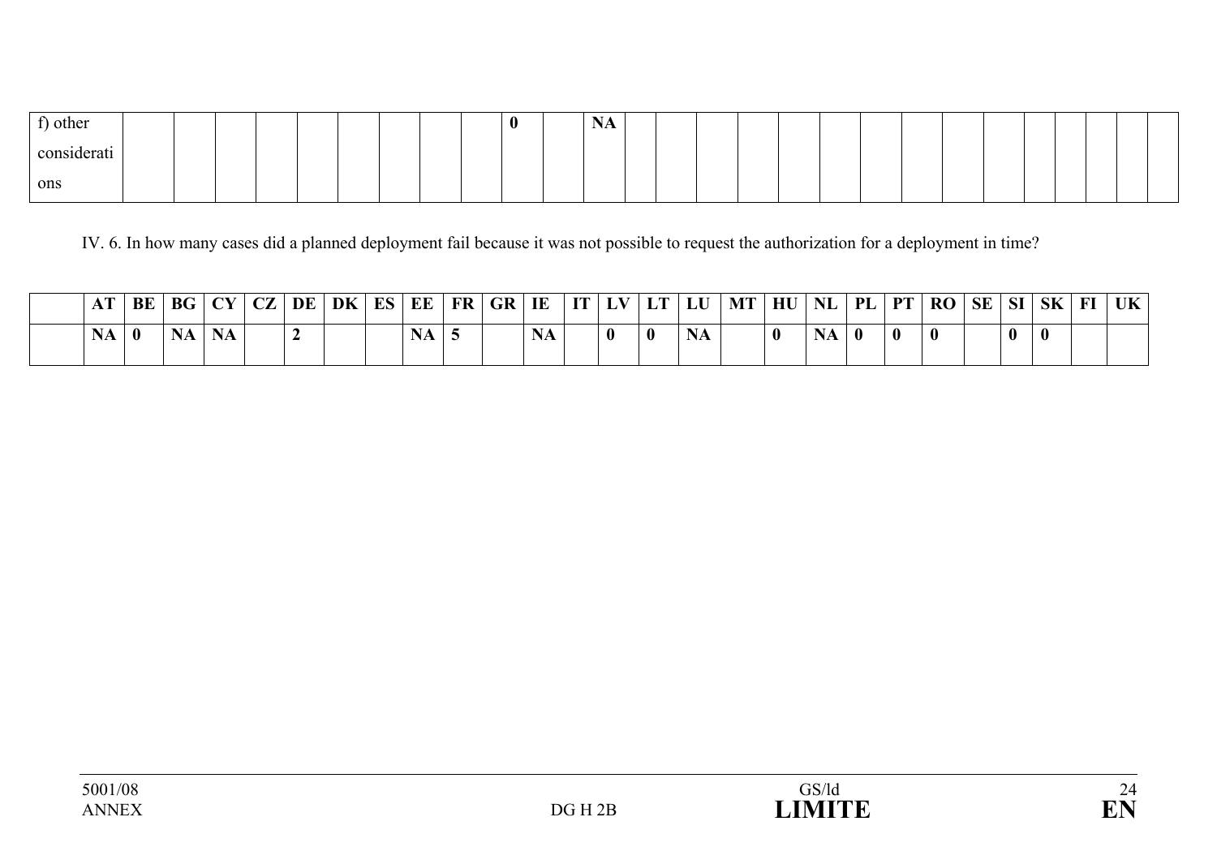| f) other considerations | | | | | | | | | 0 | | NA | | | | | | | | | | | | | | | |
|---|---|---|---|---|---|---|---|---|---|---|---|---|---|---|---|---|---|---|---|---|---|---|---|---|---|---|

IV. 6. In how many cases did a planned deployment fail because it was not possible to request the authorization for a deployment in time?

| | AT | BE | BG | CY | CZ | DE | DK | ES | EE | FR | GR | IE | IT | LV | LT | LU | MT | HU | NL | PL | PT | RO | SE | SI | SK | FI | UK |
|---|---|---|---|---|---|---|---|---|---|---|---|---|---|---|---|---|---|---|---|---|---|---|---|---|---|---|---|
| | **NA** | **0** | **NA** | **NA** | | **2** | | | **NA** | **5** | | **NA** | | **0** | **0** | **NA** | | **0** | **NA** | **0** | **0** | **0** | | **0** | **0** | | |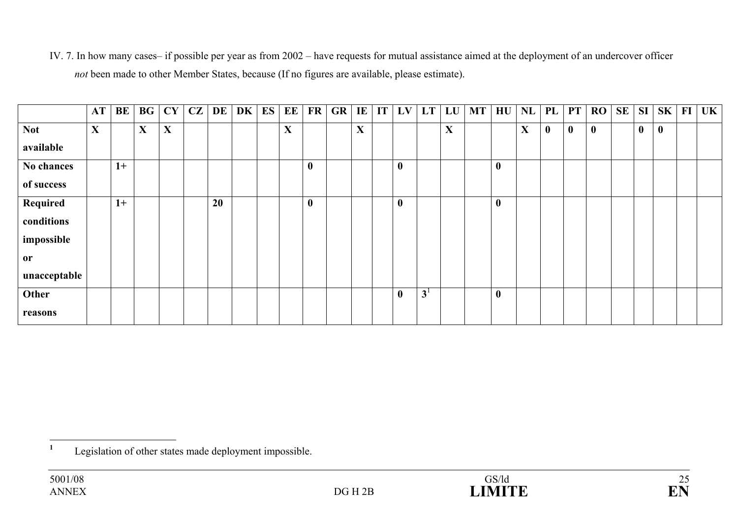IV. 7. In how many cases– if possible per year as from 2002 – have requests for mutual assistance aimed at the deployment of an undercover officer *not* been made to other Member States, because (If no figures are available, please estimate).

| | AT | BE | BG | CY | CZ | DE | DK | ES | EE | FR | GR | IE | IT | LV | LT | LU | MT | HU | NL | PL | PT | RO | SE | SI | SK | FI | UK |
|---|---|---|---|---|---|---|---|---|---|---|---|---|---|---|---|---|---|---|---|---|---|---|---|---|---|---|---|
| **Not available** | **X** | | **X** | **X** | | | | | **X** | | | **X** | | | | **X** | | | **X** | **0** | **0** | **0** | | **0** | **0** | | |
| **No chances of success** | | **1+** | | | | | | | | **0** | | | | **0** | | | | **0** | | | | | | | | | |
| **Required conditions impossible or unacceptable** | | **1+** | | | | **20** | | | | **0** | | | | **0** | | | | **0** | | | | | | | | | |
| **Other reasons** | | | | | | | | | | | | | | **0** | **3**[1] | | | **0** | | | | | | | | | |

[1] Legislation of other states made deployment impossible.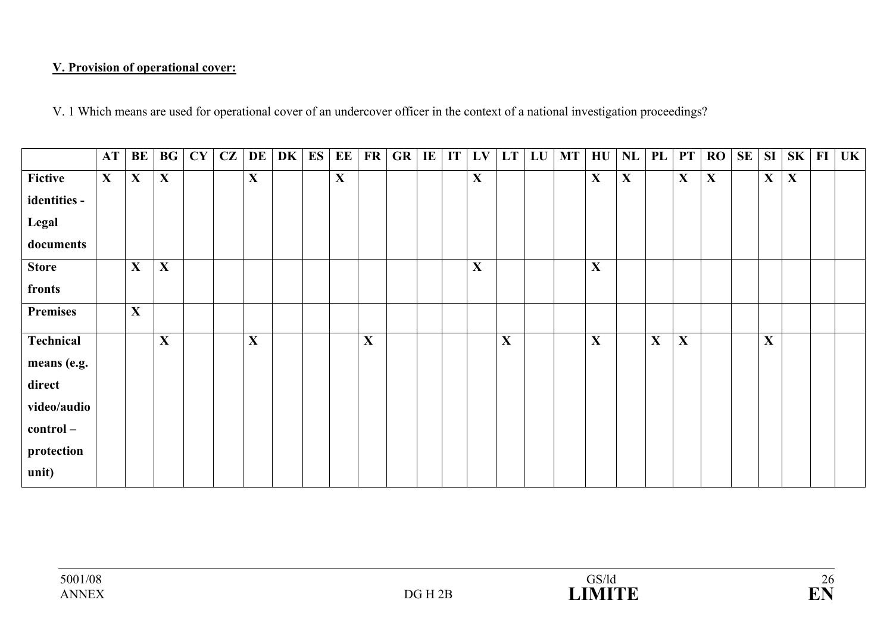**V. Provision of operational cover:**

V. 1 Which means are used for operational cover of an undercover officer in the context of a national investigation proceedings?

| | AT | BE | BG | CY | CZ | DE | DK | ES | EE | FR | GR | IE | IT | LV | LT | LU | MT | HU | NL | PL | PT | RO | SE | SI | SK | FI | UK |
|---|---|---|---|---|---|---|---|---|---|---|---|---|---|---|---|---|---|---|---|---|---|---|---|---|---|---|---|
| **Fictive identities - Legal documents** | **X** | **X** | **X** | | | **X** | | | **X** | | | | | **X** | | | | **X** | **X** | | **X** | **X** | | **X** | **X** | | |
| **Store fronts** | | **X** | **X** | | | | | | | | | | | **X** | | | | **X** | | | | | | | | | |
| **Premises** | | **X** | | | | | | | | | | | | | | | | | | | | | | | | | |
| **Technical means (e.g. direct video/audio control – protection unit)** | | | **X** | | | **X** | | | | **X** | | | | | **X** | | | **X** | | **X** | **X** | | | **X** | | | |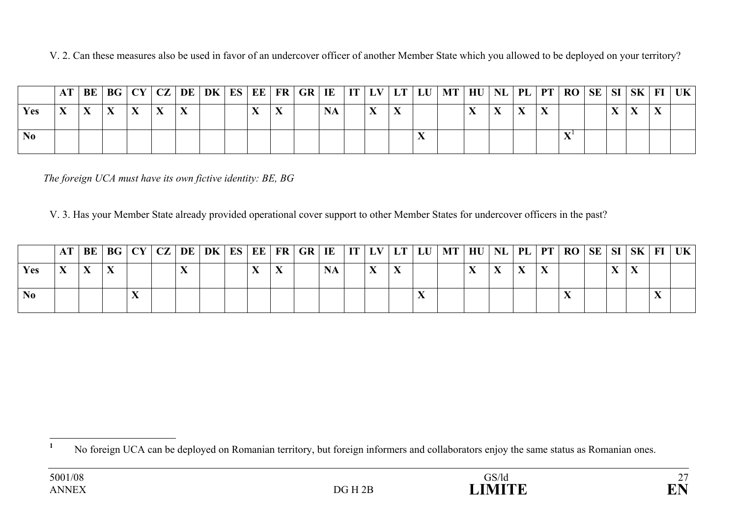V. 2. Can these measures also be used in favor of an undercover officer of another Member State which you allowed to be deployed on your territory?

| | AT | BE | BG | CY | CZ | DE | DK | ES | EE | FR | GR | IE | IT | LV | LT | LU | MT | HU | NL | PL | PT | RO | SE | SI | SK | FI | UK |
|---|---|---|---|---|---|---|---|---|---|---|---|---|---|---|---|---|---|---|---|---|---|---|---|---|---|---|---|
| **Yes** | X | X | X | X | X | X | | | X | X | | NA | | X | X | | | X | X | X | X | | | X | X | X | |
| **No** | | | | | | | | | | | | | | | | X | | | | | | X[1] | | | | | |

*The foreign UCA must have its own fictive identity: BE, BG*

V. 3. Has your Member State already provided operational cover support to other Member States for undercover officers in the past?

| | AT | BE | BG | CY | CZ | DE | DK | ES | EE | FR | GR | IE | IT | LV | LT | LU | MT | HU | NL | PL | PT | RO | SE | SI | SK | FI | UK |
|---|---|---|---|---|---|---|---|---|---|---|---|---|---|---|---|---|---|---|---|---|---|---|---|---|---|---|---|
| **Yes** | X | X | X | | | X | | | X | X | | NA | | X | X | | | X | X | X | X | | | X | X | | |
| **No** | | | | X | | | | | | | | | | | | X | | | | | | X | | | | X | |

[1] No foreign UCA can be deployed on Romanian territory, but foreign informers and collaborators enjoy the same status as Romanian ones.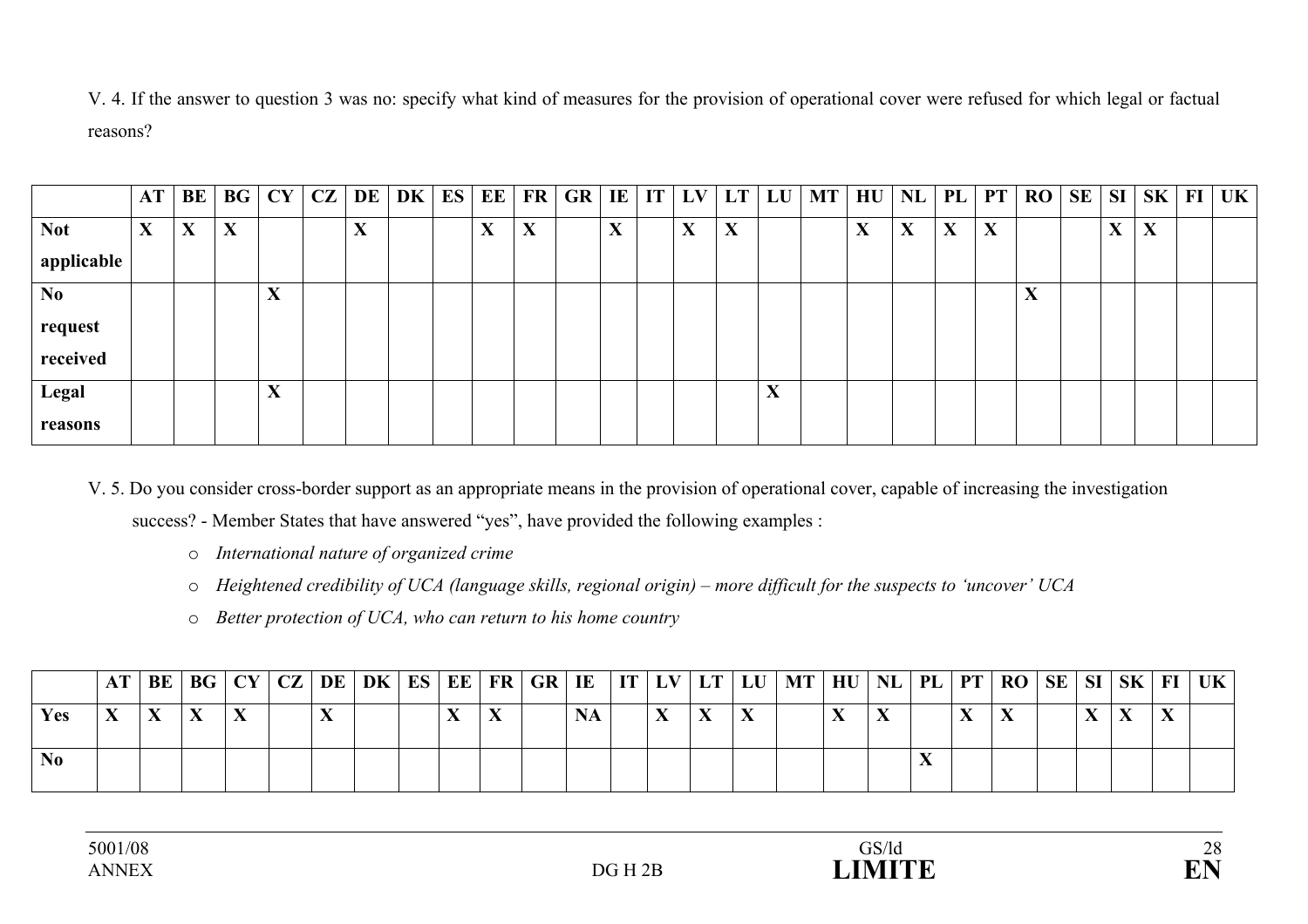V. 4. If the answer to question 3 was no: specify what kind of measures for the provision of operational cover were refused for which legal or factual reasons?

| | AT | BE | BG | CY | CZ | DE | DK | ES | EE | FR | GR | IE | IT | LV | LT | LU | MT | HU | NL | PL | PT | RO | SE | SI | SK | FI | UK |
|---|---|---|---|---|---|---|---|---|---|---|---|---|---|---|---|---|---|---|---|---|---|---|---|---|---|---|---|
| **Not applicable** | **X** | **X** | **X** | | | **X** | | | **X** | **X** | | **X** | | **X** | **X** | | | **X** | **X** | **X** | **X** | | | **X** | **X** | | |
| **No request received** | | | | **X** | | | | | | | | | | | | | | | | | | **X** | | | | | |
| **Legal reasons** | | | | **X** | | | | | | | | | | | | **X** | | | | | | | | | | | |

V. 5. Do you consider cross-border support as an appropriate means in the provision of operational cover, capable of increasing the investigation success? - Member States that have answered "yes", have provided the following examples :

- *International nature of organized crime*
- *Heightened credibility of UCA (language skills, regional origin) – more difficult for the suspects to 'uncover' UCA*
- *Better protection of UCA, who can return to his home country*

| | AT | BE | BG | CY | CZ | DE | DK | ES | EE | FR | GR | IE | IT | LV | LT | LU | MT | HU | NL | PL | PT | RO | SE | SI | SK | FI | UK |
|---|---|---|---|---|---|---|---|---|---|---|---|---|---|---|---|---|---|---|---|---|---|---|---|---|---|---|---|
| **Yes** | **X** | **X** | **X** | **X** | | **X** | | | **X** | **X** | | **NA** | | **X** | **X** | **X** | | **X** | **X** | | **X** | **X** | | **X** | **X** | **X** | |
| **No** | | | | | | | | | | | | | | | | | | | | **X** | | | | | | | |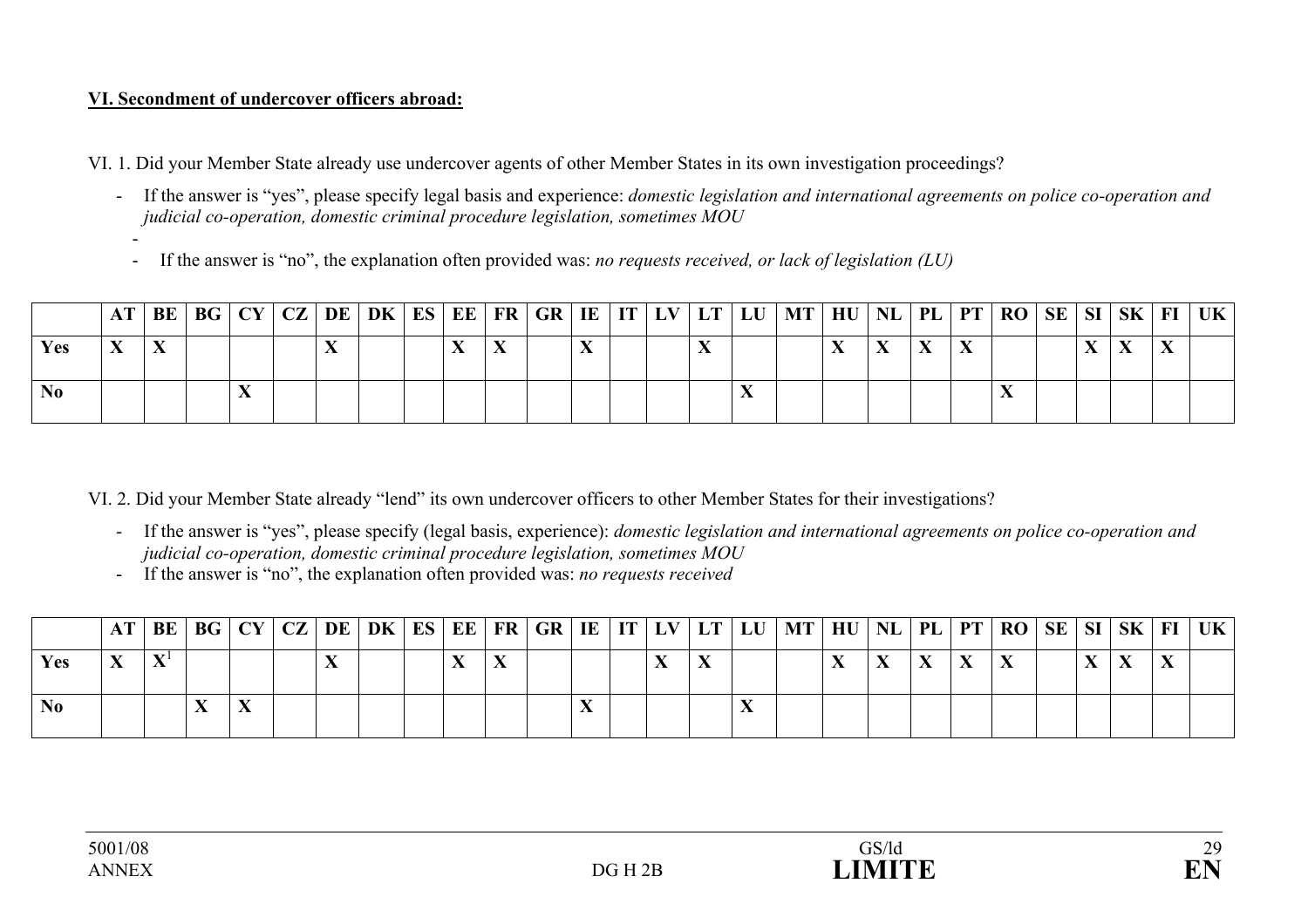**VI. Secondment of undercover officers abroad:**

VI. 1. Did your Member State already use undercover agents of other Member States in its own investigation proceedings?

- If the answer is "yes", please specify legal basis and experience: *domestic legislation and international agreements on police co-operation and judicial co-operation, domestic criminal procedure legislation, sometimes MOU*
-
- If the answer is "no", the explanation often provided was: *no requests received, or lack of legislation (LU)*

| | AT | BE | BG | CY | CZ | DE | DK | ES | EE | FR | GR | IE | IT | LV | LT | LU | MT | HU | NL | PL | PT | RO | SE | SI | SK | FI | UK |
|---|---|---|---|---|---|---|---|---|---|---|---|---|---|---|---|---|---|---|---|---|---|---|---|---|---|---|---|
| **Yes** | X | X | | | | X | | | X | X | | X | | | X | | | X | X | X | X | | | X | X | X | |
| **No** | | | | X | | | | | | | | | | | | X | | | | | | X | | | | | |

VI. 2. Did your Member State already "lend" its own undercover officers to other Member States for their investigations?

- If the answer is "yes", please specify (legal basis, experience): *domestic legislation and international agreements on police co-operation and judicial co-operation, domestic criminal procedure legislation, sometimes MOU*
- If the answer is "no", the explanation often provided was: *no requests received*

| | AT | BE | BG | CY | CZ | DE | DK | ES | EE | FR | GR | IE | IT | LV | LT | LU | MT | HU | NL | PL | PT | RO | SE | SI | SK | FI | UK |
|---|---|---|---|---|---|---|---|---|---|---|---|---|---|---|---|---|---|---|---|---|---|---|---|---|---|---|---|
| **Yes** | X | X[1] | | | | X | | | X | X | | | | X | X | | | X | X | X | X | X | | X | X | X | |
| **No** | | | X | X | | | | | | | | X | | | | X | | | | | | | | | | | |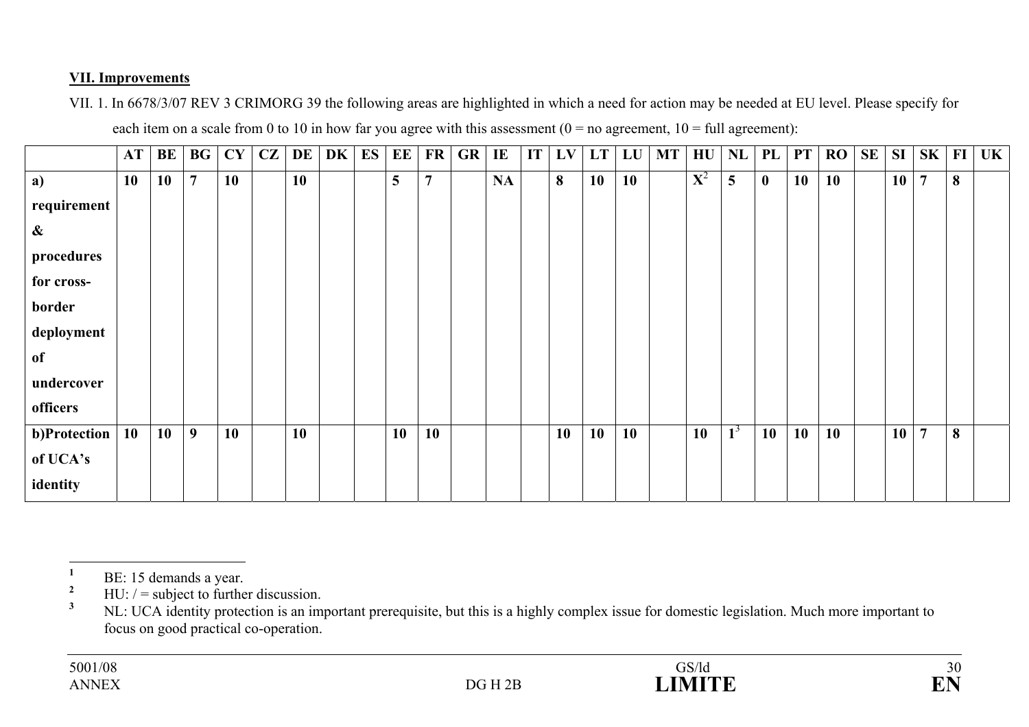**VII. Improvements**

VII. 1. In 6678/3/07 REV 3 CRIMORG 39 the following areas are highlighted in which a need for action may be needed at EU level. Please specify for each item on a scale from 0 to 10 in how far you agree with this assessment (0 = no agreement, 10 = full agreement):

| | AT | BE | BG | CY | CZ | DE | DK | ES | EE | FR | GR | IE | IT | LV | LT | LU | MT | HU | NL | PL | PT | RO | SE | SI | SK | FI | UK |
|---|---|---|---|---|---|---|---|---|---|---|---|---|---|---|---|---|---|---|---|---|---|---|---|---|---|---|---|
| **a) requirement & procedures for cross-border deployment of undercover officers** | **10** | **10** | **7** | **10** | | **10** | | | **5** | **7** | | **NA** | | **8** | **10** | **10** | | **X**[2] | **5** | **0** | **10** | **10** | | **10** | **7** | **8** | |
| **b)Protection of UCA's identity** | **10** | **10** | **9** | **10** | | **10** | | | **10** | **10** | | | | **10** | **10** | **10** | | **10** | **1**[3] | **10** | **10** | **10** | | **10** | **7** | **8** | |

---

[1] BE: 15 demands a year.

[2] HU: / = subject to further discussion.

[3] NL: UCA identity protection is an important prerequisite, but this is a highly complex issue for domestic legislation. Much more important to focus on good practical co-operation.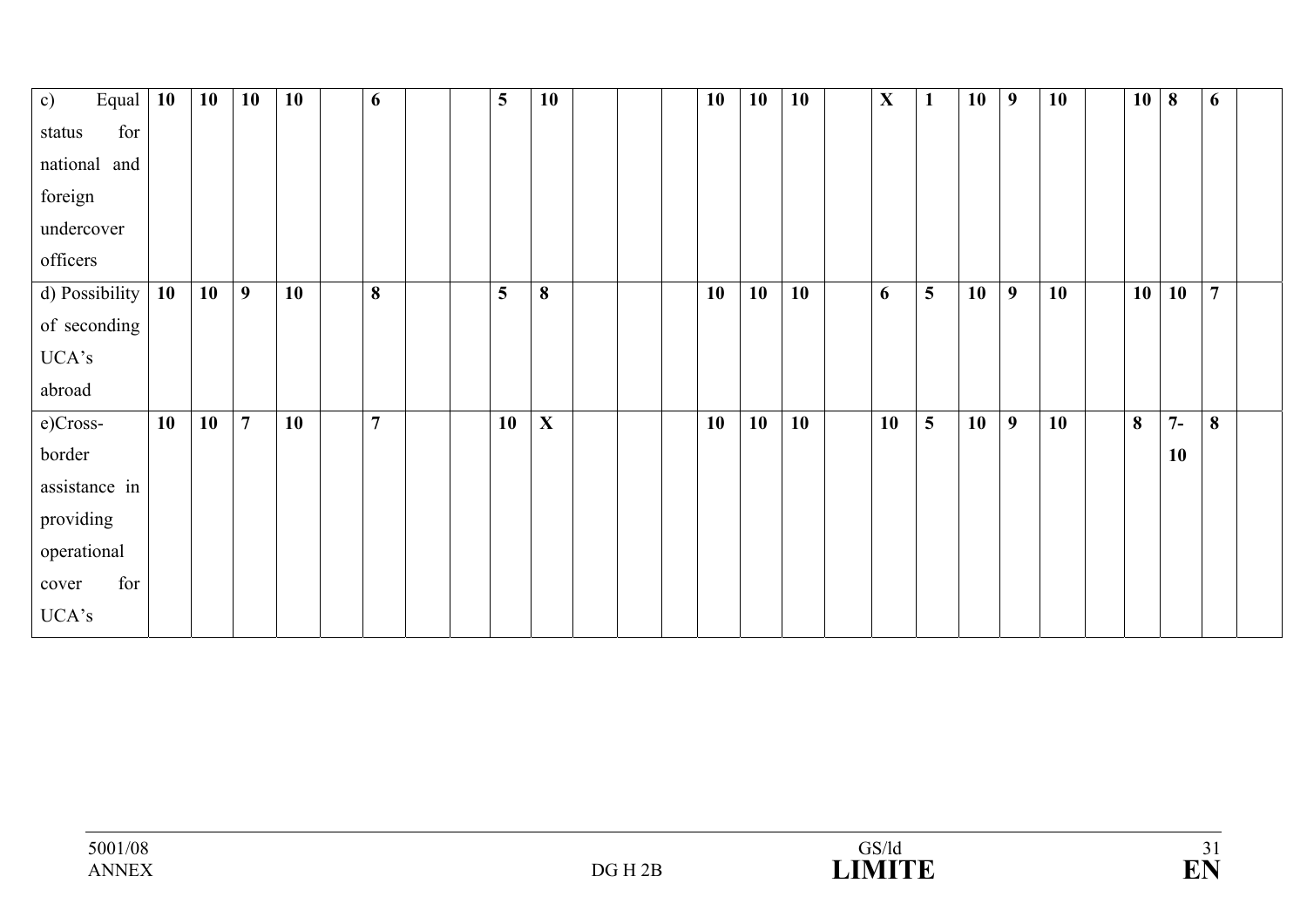| | | | | | | | | | | | | | | | | | | | | | | | | | | | |
|---|---|---|---|---|---|---|---|---|---|---|---|---|---|---|---|---|---|---|---|---|---|---|---|---|---|---|---|
| c) Equal status for national and foreign undercover officers | **10** | **10** | **10** | **10** | | **6** | | | **5** | **10** | | | | **10** | **10** | **10** | | **X** | **1** | **10** | **9** | **10** | | **10** | **8** | **6** | |
| d) Possibility of seconding UCA's abroad | **10** | **10** | **9** | **10** | | **8** | | | **5** | **8** | | | | **10** | **10** | **10** | | **6** | **5** | **10** | **9** | **10** | | **10** | **10** | **7** | |
| e)Cross-border assistance in providing operational cover for UCA's | **10** | **10** | **7** | **10** | | **7** | | | **10** | **X** | | | | **10** | **10** | **10** | | **10** | **5** | **10** | **9** | **10** | | **8** | **7-10** | **8** | |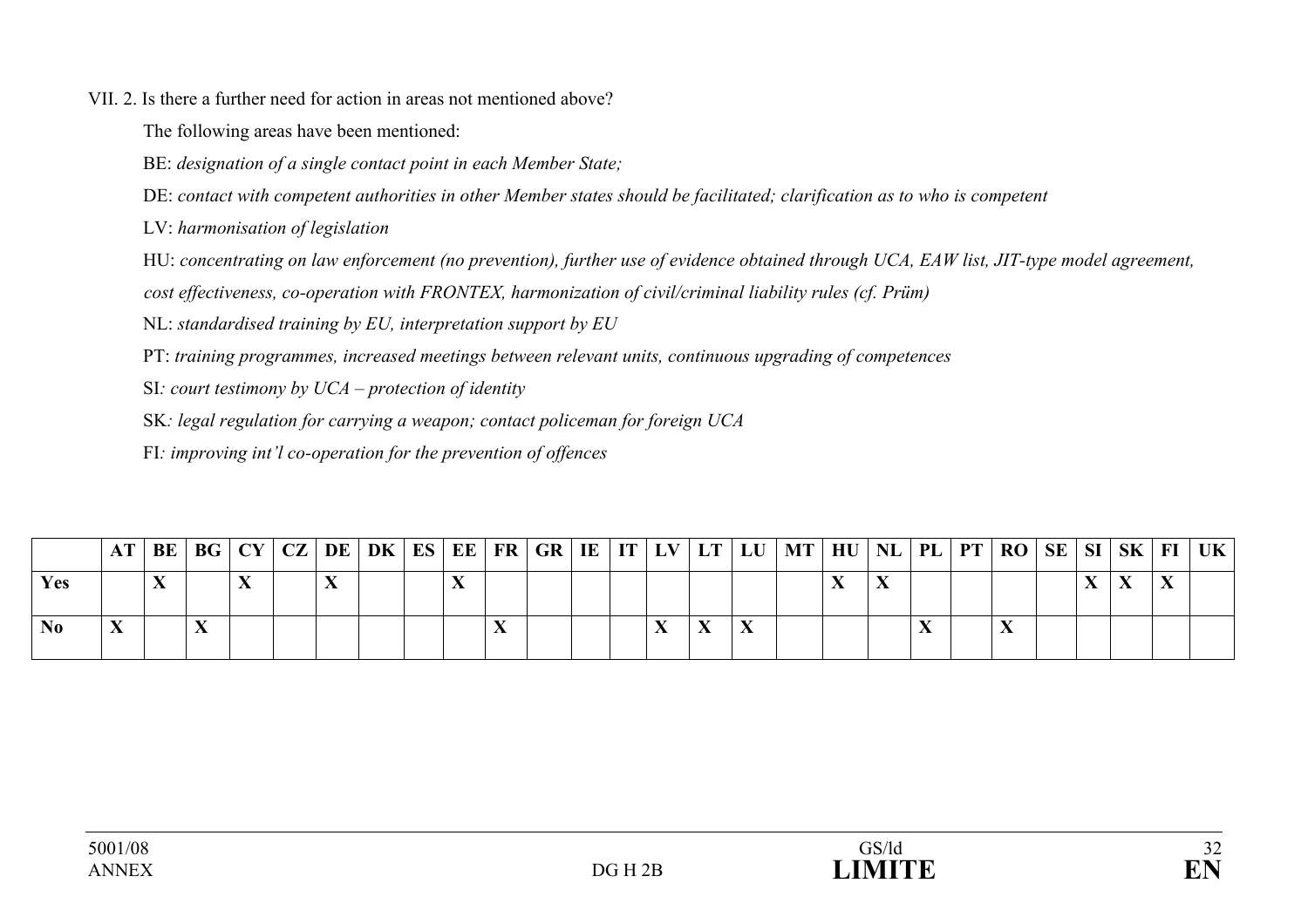VII. 2. Is there a further need for action in areas not mentioned above?

The following areas have been mentioned:

BE: *designation of a single contact point in each Member State;*

DE: *contact with competent authorities in other Member states should be facilitated; clarification as to who is competent*

LV: *harmonisation of legislation*

HU: *concentrating on law enforcement (no prevention), further use of evidence obtained through UCA, EAW list, JIT-type model agreement, cost effectiveness, co-operation with FRONTEX, harmonization of civil/criminal liability rules (cf. Prüm)*

NL: *standardised training by EU, interpretation support by EU*

PT: *training programmes, increased meetings between relevant units, continuous upgrading of competences*

SI*: court testimony by UCA – protection of identity*

SK*: legal regulation for carrying a weapon; contact policeman for foreign UCA*

FI*: improving int'l co-operation for the prevention of offences*

| | AT | BE | BG | CY | CZ | DE | DK | ES | EE | FR | GR | IE | IT | LV | LT | LU | MT | HU | NL | PL | PT | RO | SE | SI | SK | FI | UK |
|---|---|---|---|---|---|---|---|---|---|---|---|---|---|---|---|---|---|---|---|---|---|---|---|---|---|---|---|
| **Yes** | | X | | X | | X | | | X | | | | | | | | | X | X | | | | | X | X | X | |
| **No** | X | | X | | | | | | | X | | | | X | X | X | | | | X | | X | | | | | |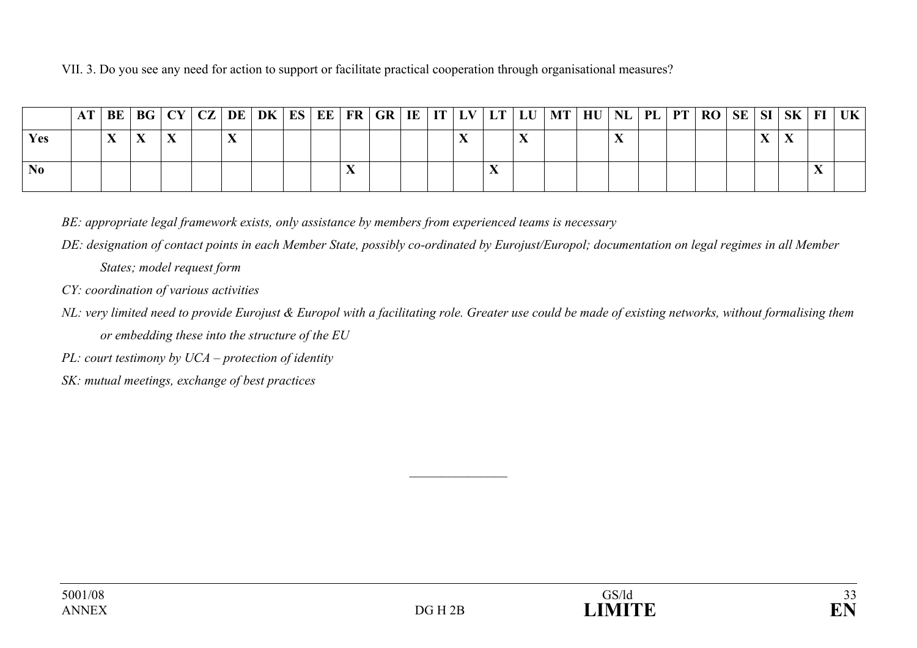VII. 3. Do you see any need for action to support or facilitate practical cooperation through organisational measures?

| | AT | BE | BG | CY | CZ | DE | DK | ES | EE | FR | GR | IE | IT | LV | LT | LU | MT | HU | NL | PL | PT | RO | SE | SI | SK | FI | UK |
|---|---|---|---|---|---|---|---|---|---|---|---|---|---|---|---|---|---|---|---|---|---|---|---|---|---|---|---|
| **Yes** | | **X** | **X** | **X** | | **X** | | | | | | | | **X** | | **X** | | | **X** | | | | | **X** | **X** | | |
| **No** | | | | | | | | | | **X** | | | | | **X** | | | | | | | | | | | **X** | |

*BE: appropriate legal framework exists, only assistance by members from experienced teams is necessary*

*DE: designation of contact points in each Member State, possibly co-ordinated by Eurojust/Europol; documentation on legal regimes in all Member States; model request form*

*CY: coordination of various activities*

*NL: very limited need to provide Eurojust & Europol with a facilitating role. Greater use could be made of existing networks, without formalising them or embedding these into the structure of the EU*

*PL: court testimony by UCA – protection of identity*

*SK: mutual meetings, exchange of best practices*

______________